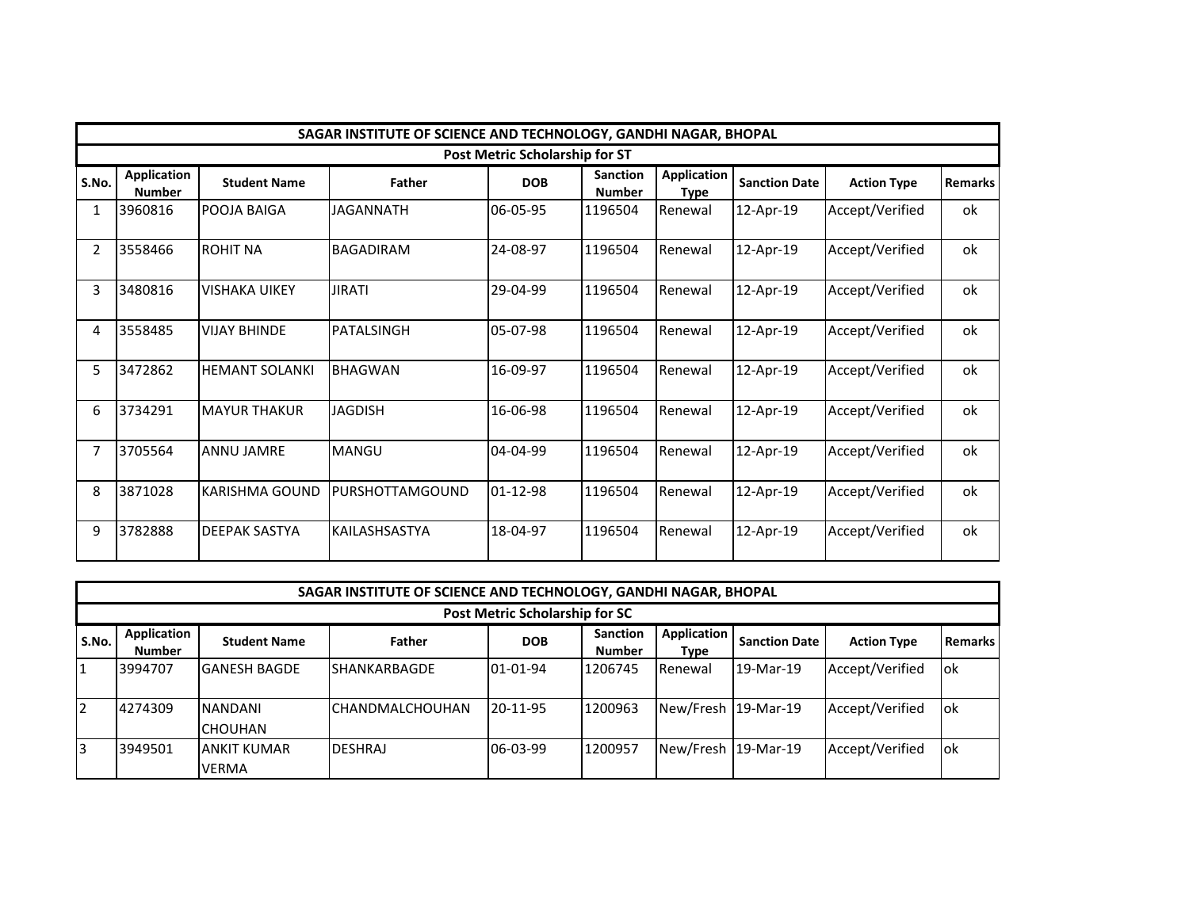## SAGAR INSTITUTE OF SCIENCE AND TECHNOLOGY, GANDHI NAGAR, BHOPAL

### Post Metric Scholarship for ST

| S.No. | Application Number | Student Name | Father | DOB | Sanction Number | Application Type | Sanction Date | Action Type | Remarks |
|---|---|---|---|---|---|---|---|---|---|
| 1 | 3960816 | POOJA BAIGA | JAGANNATH | 06-05-95 | 1196504 | Renewal | 12-Apr-19 | Accept/Verified | ok |
| 2 | 3558466 | ROHIT NA | BAGADIRAM | 24-08-97 | 1196504 | Renewal | 12-Apr-19 | Accept/Verified | ok |
| 3 | 3480816 | VISHAKA UIKEY | JIRATI | 29-04-99 | 1196504 | Renewal | 12-Apr-19 | Accept/Verified | ok |
| 4 | 3558485 | VIJAY BHINDE | PATALSINGH | 05-07-98 | 1196504 | Renewal | 12-Apr-19 | Accept/Verified | ok |
| 5 | 3472862 | HEMANT SOLANKI | BHAGWAN | 16-09-97 | 1196504 | Renewal | 12-Apr-19 | Accept/Verified | ok |
| 6 | 3734291 | MAYUR THAKUR | JAGDISH | 16-06-98 | 1196504 | Renewal | 12-Apr-19 | Accept/Verified | ok |
| 7 | 3705564 | ANNU JAMRE | MANGU | 04-04-99 | 1196504 | Renewal | 12-Apr-19 | Accept/Verified | ok |
| 8 | 3871028 | KARISHMA GOUND | PURSHOTTAMGOUND | 01-12-98 | 1196504 | Renewal | 12-Apr-19 | Accept/Verified | ok |
| 9 | 3782888 | DEEPAK SASTYA | KAILASHSASTYA | 18-04-97 | 1196504 | Renewal | 12-Apr-19 | Accept/Verified | ok |

## SAGAR INSTITUTE OF SCIENCE AND TECHNOLOGY, GANDHI NAGAR, BHOPAL

### Post Metric Scholarship for SC

| S.No. | Application Number | Student Name | Father | DOB | Sanction Number | Application Type | Sanction Date | Action Type | Remarks |
|---|---|---|---|---|---|---|---|---|---|
| 1 | 3994707 | GANESH BAGDE | SHANKARBAGDE | 01-01-94 | 1206745 | Renewal | 19-Mar-19 | Accept/Verified | ok |
| 2 | 4274309 | NANDANI CHOUHAN | CHANDMALCHOUHAN | 20-11-95 | 1200963 | New/Fresh | 19-Mar-19 | Accept/Verified | ok |
| 3 | 3949501 | ANKIT KUMAR VERMA | DESHRAJ | 06-03-99 | 1200957 | New/Fresh | 19-Mar-19 | Accept/Verified | ok |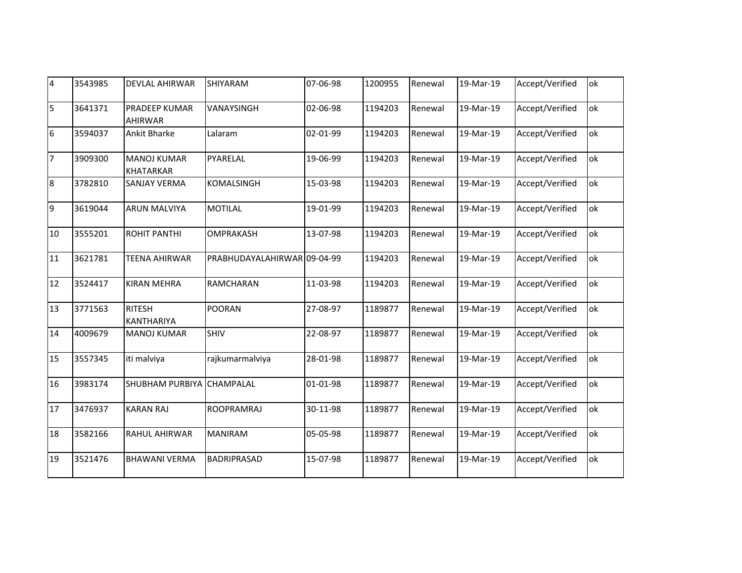| 4 | 3543985 | DEVLAL AHIRWAR | SHIYARAM | 07-06-98 | 1200955 | Renewal | 19-Mar-19 | Accept/Verified | ok |
|---|---|---|---|---|---|---|---|---|---|
| 5 | 3641371 | PRADEEP KUMAR AHIRWAR | VANAYSINGH | 02-06-98 | 1194203 | Renewal | 19-Mar-19 | Accept/Verified | ok |
| 6 | 3594037 | Ankit Bharke | Lalaram | 02-01-99 | 1194203 | Renewal | 19-Mar-19 | Accept/Verified | ok |
| 7 | 3909300 | MANOJ KUMAR KHATARKAR | PYARELAL | 19-06-99 | 1194203 | Renewal | 19-Mar-19 | Accept/Verified | ok |
| 8 | 3782810 | SANJAY VERMA | KOMALSINGH | 15-03-98 | 1194203 | Renewal | 19-Mar-19 | Accept/Verified | ok |
| 9 | 3619044 | ARUN MALVIYA | MOTILAL | 19-01-99 | 1194203 | Renewal | 19-Mar-19 | Accept/Verified | ok |
| 10 | 3555201 | ROHIT PANTHI | OMPRAKASH | 13-07-98 | 1194203 | Renewal | 19-Mar-19 | Accept/Verified | ok |
| 11 | 3621781 | TEENA AHIRWAR | PRABHUDAYALAHIRWAR | 09-04-99 | 1194203 | Renewal | 19-Mar-19 | Accept/Verified | ok |
| 12 | 3524417 | KIRAN MEHRA | RAMCHARAN | 11-03-98 | 1194203 | Renewal | 19-Mar-19 | Accept/Verified | ok |
| 13 | 3771563 | RITESH KANTHARIYA | POORAN | 27-08-97 | 1189877 | Renewal | 19-Mar-19 | Accept/Verified | ok |
| 14 | 4009679 | MANOJ KUMAR | SHIV | 22-08-97 | 1189877 | Renewal | 19-Mar-19 | Accept/Verified | ok |
| 15 | 3557345 | iti malviya | rajkumarmalviya | 28-01-98 | 1189877 | Renewal | 19-Mar-19 | Accept/Verified | ok |
| 16 | 3983174 | SHUBHAM PURBIYA | CHAMPALAL | 01-01-98 | 1189877 | Renewal | 19-Mar-19 | Accept/Verified | ok |
| 17 | 3476937 | KARAN RAJ | ROOPRAMRAJ | 30-11-98 | 1189877 | Renewal | 19-Mar-19 | Accept/Verified | ok |
| 18 | 3582166 | RAHUL AHIRWAR | MANIRAM | 05-05-98 | 1189877 | Renewal | 19-Mar-19 | Accept/Verified | ok |
| 19 | 3521476 | BHAWANI VERMA | BADRIPRASAD | 15-07-98 | 1189877 | Renewal | 19-Mar-19 | Accept/Verified | ok |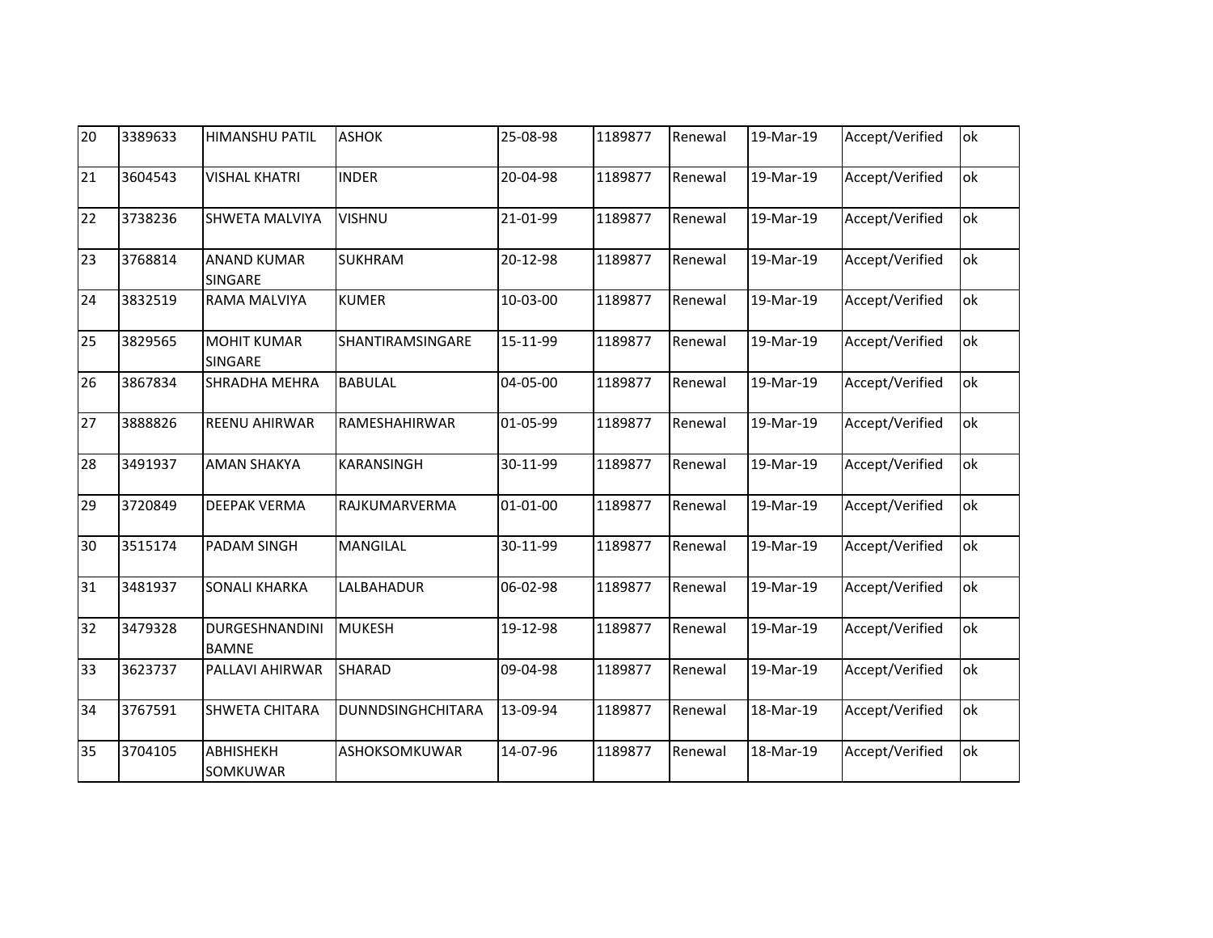| 20 | 3389633 | HIMANSHU PATIL | ASHOK | 25-08-98 | 1189877 | Renewal | 19-Mar-19 | Accept/Verified | ok |
|---|---|---|---|---|---|---|---|---|---|
| 21 | 3604543 | VISHAL KHATRI | INDER | 20-04-98 | 1189877 | Renewal | 19-Mar-19 | Accept/Verified | ok |
| 22 | 3738236 | SHWETA MALVIYA | VISHNU | 21-01-99 | 1189877 | Renewal | 19-Mar-19 | Accept/Verified | ok |
| 23 | 3768814 | ANAND KUMAR SINGARE | SUKHRAM | 20-12-98 | 1189877 | Renewal | 19-Mar-19 | Accept/Verified | ok |
| 24 | 3832519 | RAMA MALVIYA | KUMER | 10-03-00 | 1189877 | Renewal | 19-Mar-19 | Accept/Verified | ok |
| 25 | 3829565 | MOHIT KUMAR SINGARE | SHANTIRAMSINGARE | 15-11-99 | 1189877 | Renewal | 19-Mar-19 | Accept/Verified | ok |
| 26 | 3867834 | SHRADHA MEHRA | BABULAL | 04-05-00 | 1189877 | Renewal | 19-Mar-19 | Accept/Verified | ok |
| 27 | 3888826 | REENU AHIRWAR | RAMESHAHIRWAR | 01-05-99 | 1189877 | Renewal | 19-Mar-19 | Accept/Verified | ok |
| 28 | 3491937 | AMAN SHAKYA | KARANSINGH | 30-11-99 | 1189877 | Renewal | 19-Mar-19 | Accept/Verified | ok |
| 29 | 3720849 | DEEPAK VERMA | RAJKUMARVERMA | 01-01-00 | 1189877 | Renewal | 19-Mar-19 | Accept/Verified | ok |
| 30 | 3515174 | PADAM SINGH | MANGILAL | 30-11-99 | 1189877 | Renewal | 19-Mar-19 | Accept/Verified | ok |
| 31 | 3481937 | SONALI KHARKA | LALBAHADUR | 06-02-98 | 1189877 | Renewal | 19-Mar-19 | Accept/Verified | ok |
| 32 | 3479328 | DURGESHNANDINI BAMNE | MUKESH | 19-12-98 | 1189877 | Renewal | 19-Mar-19 | Accept/Verified | ok |
| 33 | 3623737 | PALLAVI AHIRWAR | SHARAD | 09-04-98 | 1189877 | Renewal | 19-Mar-19 | Accept/Verified | ok |
| 34 | 3767591 | SHWETA CHITARA | DUNNDSINGHCHITARA | 13-09-94 | 1189877 | Renewal | 18-Mar-19 | Accept/Verified | ok |
| 35 | 3704105 | ABHISHEKH SOMKUWAR | ASHOKSOMKUWAR | 14-07-96 | 1189877 | Renewal | 18-Mar-19 | Accept/Verified | ok |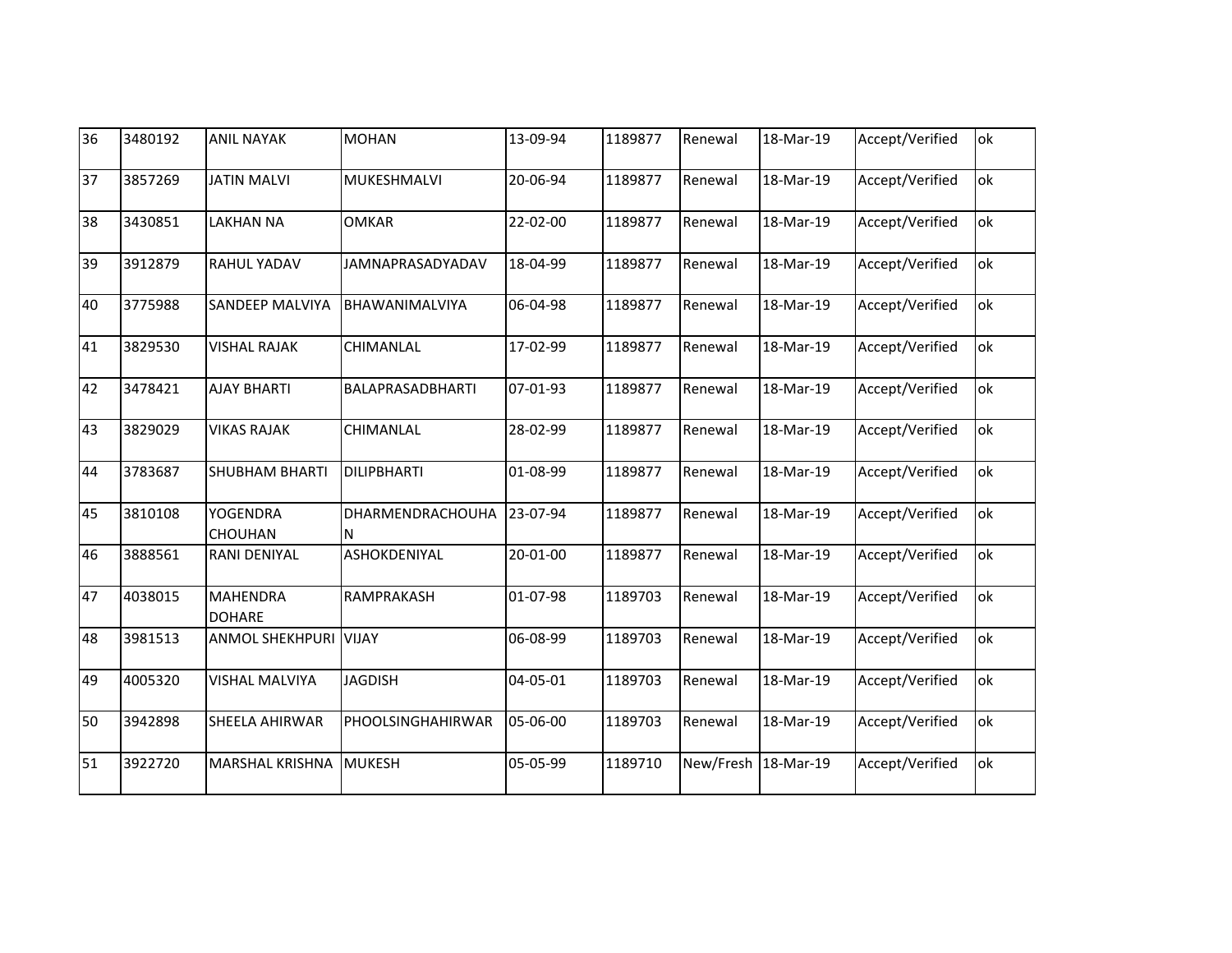| 36 | 3480192 | ANIL NAYAK | MOHAN | 13-09-94 | 1189877 | Renewal | 18-Mar-19 | Accept/Verified | ok |
|---|---|---|---|---|---|---|---|---|---|
| 37 | 3857269 | JATIN MALVI | MUKESHMALVI | 20-06-94 | 1189877 | Renewal | 18-Mar-19 | Accept/Verified | ok |
| 38 | 3430851 | LAKHAN NA | OMKAR | 22-02-00 | 1189877 | Renewal | 18-Mar-19 | Accept/Verified | ok |
| 39 | 3912879 | RAHUL YADAV | JAMNAPRASADYADAV | 18-04-99 | 1189877 | Renewal | 18-Mar-19 | Accept/Verified | ok |
| 40 | 3775988 | SANDEEP MALVIYA | BHAWANIMALVIYA | 06-04-98 | 1189877 | Renewal | 18-Mar-19 | Accept/Verified | ok |
| 41 | 3829530 | VISHAL RAJAK | CHIMANLAL | 17-02-99 | 1189877 | Renewal | 18-Mar-19 | Accept/Verified | ok |
| 42 | 3478421 | AJAY BHARTI | BALAPRASADBHARTI | 07-01-93 | 1189877 | Renewal | 18-Mar-19 | Accept/Verified | ok |
| 43 | 3829029 | VIKAS RAJAK | CHIMANLAL | 28-02-99 | 1189877 | Renewal | 18-Mar-19 | Accept/Verified | ok |
| 44 | 3783687 | SHUBHAM BHARTI | DILIPBHARTI | 01-08-99 | 1189877 | Renewal | 18-Mar-19 | Accept/Verified | ok |
| 45 | 3810108 | YOGENDRA CHOUHAN | DHARMENDRACHOUHAN | 23-07-94 | 1189877 | Renewal | 18-Mar-19 | Accept/Verified | ok |
| 46 | 3888561 | RANI DENIYAL | ASHOKDENIYAL | 20-01-00 | 1189877 | Renewal | 18-Mar-19 | Accept/Verified | ok |
| 47 | 4038015 | MAHENDRA DOHARE | RAMPRAKASH | 01-07-98 | 1189703 | Renewal | 18-Mar-19 | Accept/Verified | ok |
| 48 | 3981513 | ANMOL SHEKHPURI | VIJAY | 06-08-99 | 1189703 | Renewal | 18-Mar-19 | Accept/Verified | ok |
| 49 | 4005320 | VISHAL MALVIYA | JAGDISH | 04-05-01 | 1189703 | Renewal | 18-Mar-19 | Accept/Verified | ok |
| 50 | 3942898 | SHEELA AHIRWAR | PHOOLSINGHAHIRWAR | 05-06-00 | 1189703 | Renewal | 18-Mar-19 | Accept/Verified | ok |
| 51 | 3922720 | MARSHAL KRISHNA | MUKESH | 05-05-99 | 1189710 | New/Fresh | 18-Mar-19 | Accept/Verified | ok |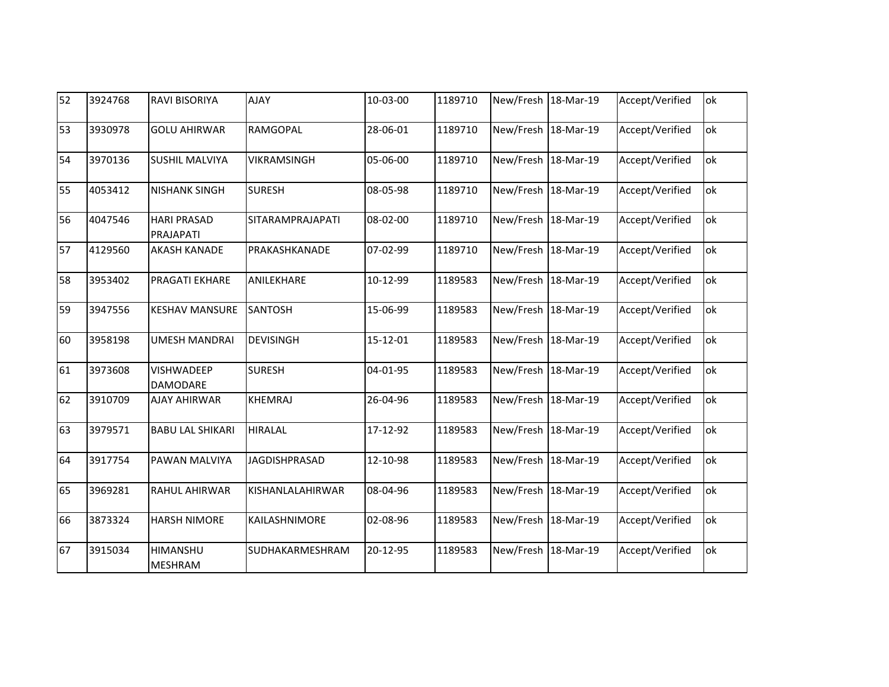| | | | | | | | | | |
|---|---|---|---|---|---|---|---|---|---|
| 52 | 3924768 | RAVI BISORIYA | AJAY | 10-03-00 | 1189710 | New/Fresh | 18-Mar-19 | Accept/Verified | ok |
| 53 | 3930978 | GOLU AHIRWAR | RAMGOPAL | 28-06-01 | 1189710 | New/Fresh | 18-Mar-19 | Accept/Verified | ok |
| 54 | 3970136 | SUSHIL MALVIYA | VIKRAMSINGH | 05-06-00 | 1189710 | New/Fresh | 18-Mar-19 | Accept/Verified | ok |
| 55 | 4053412 | NISHANK SINGH | SURESH | 08-05-98 | 1189710 | New/Fresh | 18-Mar-19 | Accept/Verified | ok |
| 56 | 4047546 | HARI PRASAD PRAJAPATI | SITARAMPRAJAPATI | 08-02-00 | 1189710 | New/Fresh | 18-Mar-19 | Accept/Verified | ok |
| 57 | 4129560 | AKASH KANADE | PRAKASHKANADE | 07-02-99 | 1189710 | New/Fresh | 18-Mar-19 | Accept/Verified | ok |
| 58 | 3953402 | PRAGATI EKHARE | ANILEKHARE | 10-12-99 | 1189583 | New/Fresh | 18-Mar-19 | Accept/Verified | ok |
| 59 | 3947556 | KESHAV MANSURE | SANTOSH | 15-06-99 | 1189583 | New/Fresh | 18-Mar-19 | Accept/Verified | ok |
| 60 | 3958198 | UMESH MANDRAI | DEVISINGH | 15-12-01 | 1189583 | New/Fresh | 18-Mar-19 | Accept/Verified | ok |
| 61 | 3973608 | VISHWADEEP DAMODARE | SURESH | 04-01-95 | 1189583 | New/Fresh | 18-Mar-19 | Accept/Verified | ok |
| 62 | 3910709 | AJAY AHIRWAR | KHEMRAJ | 26-04-96 | 1189583 | New/Fresh | 18-Mar-19 | Accept/Verified | ok |
| 63 | 3979571 | BABU LAL SHIKARI | HIRALAL | 17-12-92 | 1189583 | New/Fresh | 18-Mar-19 | Accept/Verified | ok |
| 64 | 3917754 | PAWAN MALVIYA | JAGDISHPRASAD | 12-10-98 | 1189583 | New/Fresh | 18-Mar-19 | Accept/Verified | ok |
| 65 | 3969281 | RAHUL AHIRWAR | KISHANLALAHIRWAR | 08-04-96 | 1189583 | New/Fresh | 18-Mar-19 | Accept/Verified | ok |
| 66 | 3873324 | HARSH NIMORE | KAILASHNIMORE | 02-08-96 | 1189583 | New/Fresh | 18-Mar-19 | Accept/Verified | ok |
| 67 | 3915034 | HIMANSHU MESHRAM | SUDHAKARMESHRAM | 20-12-95 | 1189583 | New/Fresh | 18-Mar-19 | Accept/Verified | ok |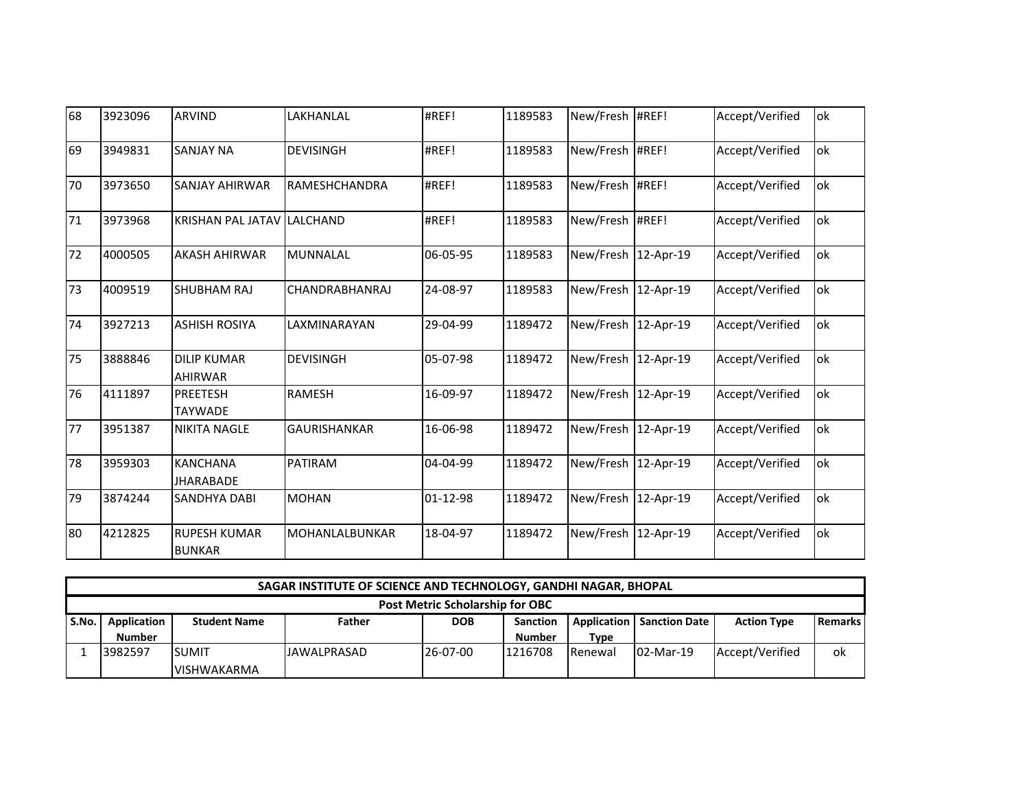| 68 | 3923096 | ARVIND | LAKHANLAL | #REF! | 1189583 | New/Fresh | #REF! | Accept/Verified | ok |
|---|---|---|---|---|---|---|---|---|---|
| 69 | 3949831 | SANJAY NA | DEVISINGH | #REF! | 1189583 | New/Fresh | #REF! | Accept/Verified | ok |
| 70 | 3973650 | SANJAY AHIRWAR | RAMESHCHANDRA | #REF! | 1189583 | New/Fresh | #REF! | Accept/Verified | ok |
| 71 | 3973968 | KRISHAN PAL JATAV | LALCHAND | #REF! | 1189583 | New/Fresh | #REF! | Accept/Verified | ok |
| 72 | 4000505 | AKASH AHIRWAR | MUNNALAL | 06-05-95 | 1189583 | New/Fresh | 12-Apr-19 | Accept/Verified | ok |
| 73 | 4009519 | SHUBHAM RAJ | CHANDRABHANRAJ | 24-08-97 | 1189583 | New/Fresh | 12-Apr-19 | Accept/Verified | ok |
| 74 | 3927213 | ASHISH ROSIYA | LAXMINARAYAN | 29-04-99 | 1189472 | New/Fresh | 12-Apr-19 | Accept/Verified | ok |
| 75 | 3888846 | DILIP KUMAR AHIRWAR | DEVISINGH | 05-07-98 | 1189472 | New/Fresh | 12-Apr-19 | Accept/Verified | ok |
| 76 | 4111897 | PREETESH TAYWADE | RAMESH | 16-09-97 | 1189472 | New/Fresh | 12-Apr-19 | Accept/Verified | ok |
| 77 | 3951387 | NIKITA NAGLE | GAURISHANKAR | 16-06-98 | 1189472 | New/Fresh | 12-Apr-19 | Accept/Verified | ok |
| 78 | 3959303 | KANCHANA JHARABADE | PATIRAM | 04-04-99 | 1189472 | New/Fresh | 12-Apr-19 | Accept/Verified | ok |
| 79 | 3874244 | SANDHYA DABI | MOHAN | 01-12-98 | 1189472 | New/Fresh | 12-Apr-19 | Accept/Verified | ok |
| 80 | 4212825 | RUPESH KUMAR BUNKAR | MOHANLALBUNKAR | 18-04-97 | 1189472 | New/Fresh | 12-Apr-19 | Accept/Verified | ok |

**SAGAR INSTITUTE OF SCIENCE AND TECHNOLOGY, GANDHI NAGAR, BHOPAL**

**Post Metric Scholarship for OBC**

| S.No. | Application Number | Student Name | Father | DOB | Sanction Number | Application Type | Sanction Date | Action Type | Remarks |
|---|---|---|---|---|---|---|---|---|---|
| 1 | 3982597 | SUMIT VISHWAKARMA | JAWALPRASAD | 26-07-00 | 1216708 | Renewal | 02-Mar-19 | Accept/Verified | ok |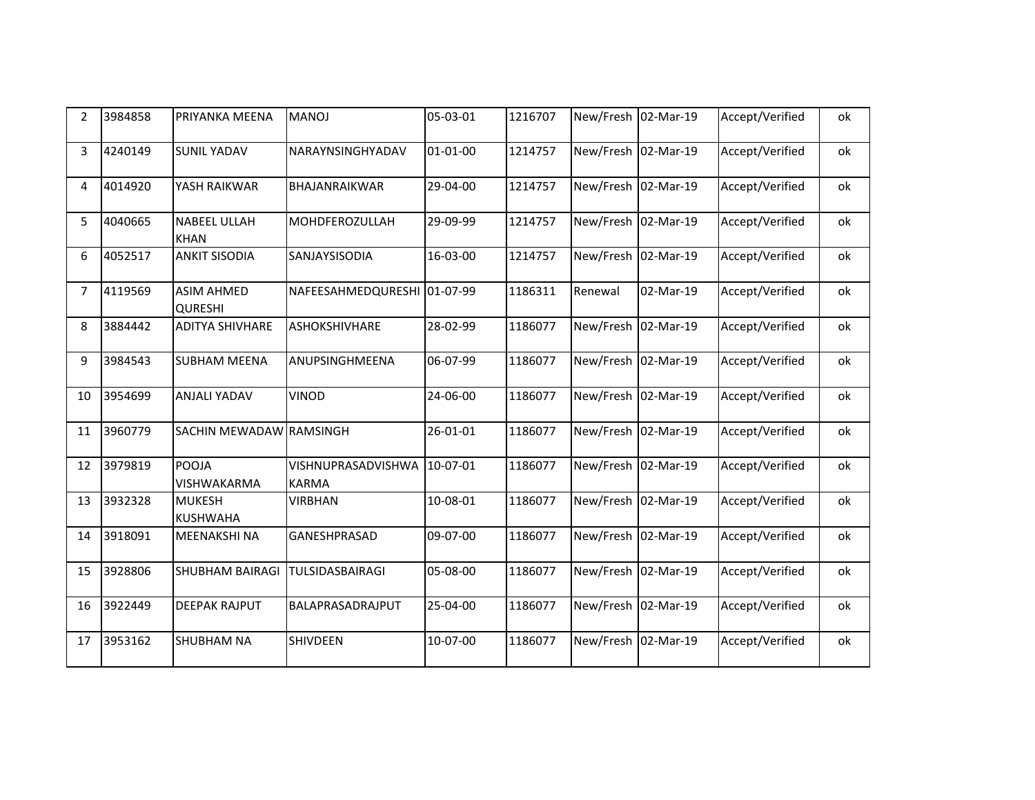| 2 | 3984858 | PRIYANKA MEENA | MANOJ | 05-03-01 | 1216707 | New/Fresh | 02-Mar-19 | Accept/Verified | ok |
|---|---|---|---|---|---|---|---|---|---|
| 3 | 4240149 | SUNIL YADAV | NARAYNSINGHYADAV | 01-01-00 | 1214757 | New/Fresh | 02-Mar-19 | Accept/Verified | ok |
| 4 | 4014920 | YASH RAIKWAR | BHAJANRAIKWAR | 29-04-00 | 1214757 | New/Fresh | 02-Mar-19 | Accept/Verified | ok |
| 5 | 4040665 | NABEEL ULLAH KHAN | MOHDFEROZULLAH | 29-09-99 | 1214757 | New/Fresh | 02-Mar-19 | Accept/Verified | ok |
| 6 | 4052517 | ANKIT SISODIA | SANJAYSISODIA | 16-03-00 | 1214757 | New/Fresh | 02-Mar-19 | Accept/Verified | ok |
| 7 | 4119569 | ASIM AHMED QURESHI | NAFEESAHMEDQURESHI | 01-07-99 | 1186311 | Renewal | 02-Mar-19 | Accept/Verified | ok |
| 8 | 3884442 | ADITYA SHIVHARE | ASHOKSHIVHARE | 28-02-99 | 1186077 | New/Fresh | 02-Mar-19 | Accept/Verified | ok |
| 9 | 3984543 | SUBHAM MEENA | ANUPSINGHMEENA | 06-07-99 | 1186077 | New/Fresh | 02-Mar-19 | Accept/Verified | ok |
| 10 | 3954699 | ANJALI YADAV | VINOD | 24-06-00 | 1186077 | New/Fresh | 02-Mar-19 | Accept/Verified | ok |
| 11 | 3960779 | SACHIN MEWADAW | RAMSINGH | 26-01-01 | 1186077 | New/Fresh | 02-Mar-19 | Accept/Verified | ok |
| 12 | 3979819 | POOJA VISHWAKARMA | VISHNUPRASADVISHWAKARMA | 10-07-01 | 1186077 | New/Fresh | 02-Mar-19 | Accept/Verified | ok |
| 13 | 3932328 | MUKESH KUSHWAHA | VIRBHAN | 10-08-01 | 1186077 | New/Fresh | 02-Mar-19 | Accept/Verified | ok |
| 14 | 3918091 | MEENAKSHI NA | GANESHPRASAD | 09-07-00 | 1186077 | New/Fresh | 02-Mar-19 | Accept/Verified | ok |
| 15 | 3928806 | SHUBHAM BAIRAGI | TULSIDASBAIRAGI | 05-08-00 | 1186077 | New/Fresh | 02-Mar-19 | Accept/Verified | ok |
| 16 | 3922449 | DEEPAK RAJPUT | BALAPRASADRAJPUT | 25-04-00 | 1186077 | New/Fresh | 02-Mar-19 | Accept/Verified | ok |
| 17 | 3953162 | SHUBHAM NA | SHIVDEEN | 10-07-00 | 1186077 | New/Fresh | 02-Mar-19 | Accept/Verified | ok |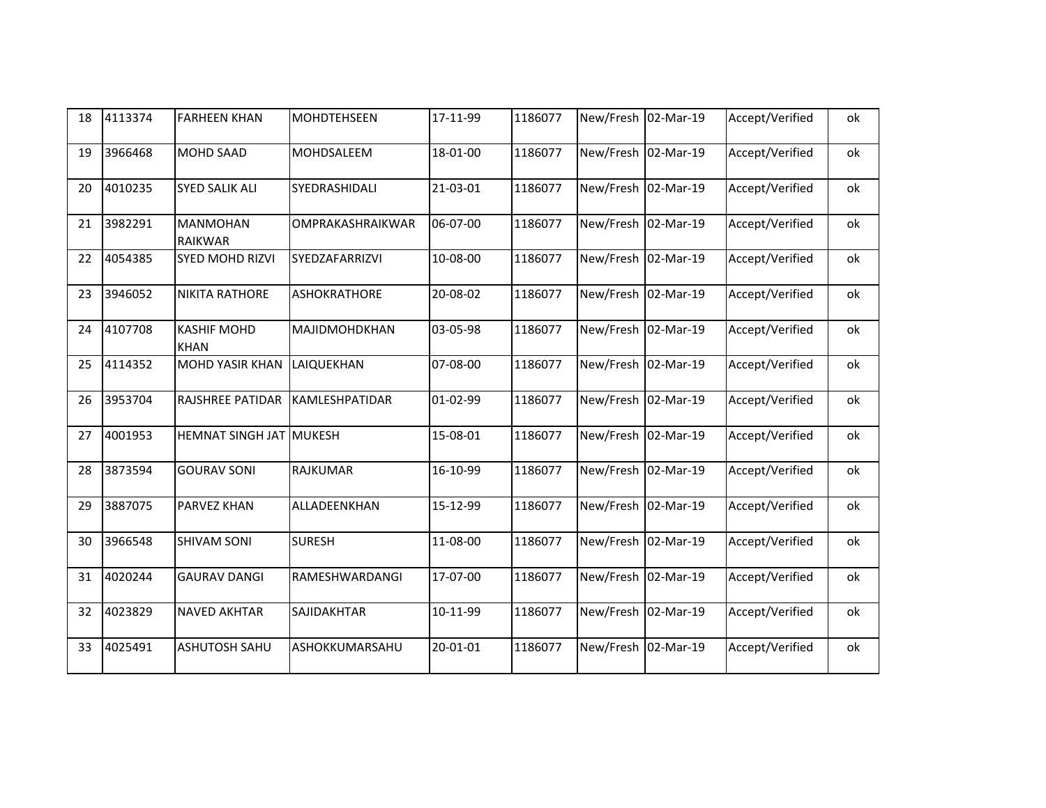| 18 | 4113374 | FARHEEN KHAN | MOHDTEHSEEN | 17-11-99 | 1186077 | New/Fresh | 02-Mar-19 | Accept/Verified | ok |
|---|---|---|---|---|---|---|---|---|---|
| 19 | 3966468 | MOHD SAAD | MOHDSALEEM | 18-01-00 | 1186077 | New/Fresh | 02-Mar-19 | Accept/Verified | ok |
| 20 | 4010235 | SYED SALIK ALI | SYEDRASHIDALI | 21-03-01 | 1186077 | New/Fresh | 02-Mar-19 | Accept/Verified | ok |
| 21 | 3982291 | MANMOHAN RAIKWAR | OMPRAKASHRAIKWAR | 06-07-00 | 1186077 | New/Fresh | 02-Mar-19 | Accept/Verified | ok |
| 22 | 4054385 | SYED MOHD RIZVI | SYEDZAFARRIZVI | 10-08-00 | 1186077 | New/Fresh | 02-Mar-19 | Accept/Verified | ok |
| 23 | 3946052 | NIKITA RATHORE | ASHOKRATHORE | 20-08-02 | 1186077 | New/Fresh | 02-Mar-19 | Accept/Verified | ok |
| 24 | 4107708 | KASHIF MOHD KHAN | MAJIDMOHDKHAN | 03-05-98 | 1186077 | New/Fresh | 02-Mar-19 | Accept/Verified | ok |
| 25 | 4114352 | MOHD YASIR KHAN | LAIQUEKHAN | 07-08-00 | 1186077 | New/Fresh | 02-Mar-19 | Accept/Verified | ok |
| 26 | 3953704 | RAJSHREE PATIDAR | KAMLESHPATIDAR | 01-02-99 | 1186077 | New/Fresh | 02-Mar-19 | Accept/Verified | ok |
| 27 | 4001953 | HEMNAT SINGH JAT | MUKESH | 15-08-01 | 1186077 | New/Fresh | 02-Mar-19 | Accept/Verified | ok |
| 28 | 3873594 | GOURAV SONI | RAJKUMAR | 16-10-99 | 1186077 | New/Fresh | 02-Mar-19 | Accept/Verified | ok |
| 29 | 3887075 | PARVEZ KHAN | ALLADEENKHAN | 15-12-99 | 1186077 | New/Fresh | 02-Mar-19 | Accept/Verified | ok |
| 30 | 3966548 | SHIVAM SONI | SURESH | 11-08-00 | 1186077 | New/Fresh | 02-Mar-19 | Accept/Verified | ok |
| 31 | 4020244 | GAURAV DANGI | RAMESHWARDANGI | 17-07-00 | 1186077 | New/Fresh | 02-Mar-19 | Accept/Verified | ok |
| 32 | 4023829 | NAVED AKHTAR | SAJIDAKHTAR | 10-11-99 | 1186077 | New/Fresh | 02-Mar-19 | Accept/Verified | ok |
| 33 | 4025491 | ASHUTOSH SAHU | ASHOKKUMARSAHU | 20-01-01 | 1186077 | New/Fresh | 02-Mar-19 | Accept/Verified | ok |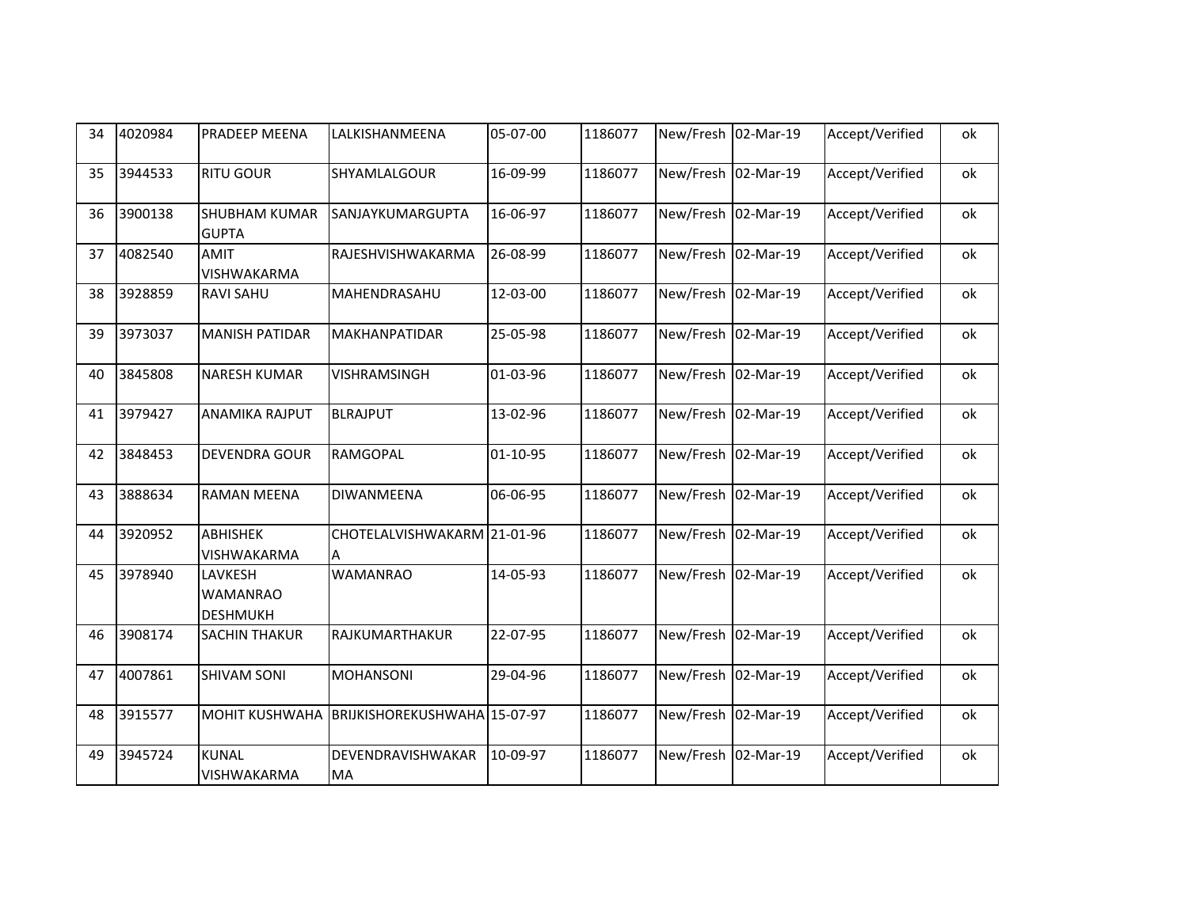| 34 | 4020984 | PRADEEP MEENA | LALKISHANMEENA | 05-07-00 | 1186077 | New/Fresh | 02-Mar-19 | Accept/Verified | ok |
|---|---|---|---|---|---|---|---|---|---|
| 35 | 3944533 | RITU GOUR | SHYAMLALGOUR | 16-09-99 | 1186077 | New/Fresh | 02-Mar-19 | Accept/Verified | ok |
| 36 | 3900138 | SHUBHAM KUMAR GUPTA | SANJAYKUMARGUPTA | 16-06-97 | 1186077 | New/Fresh | 02-Mar-19 | Accept/Verified | ok |
| 37 | 4082540 | AMIT VISHWAKARMA | RAJESHVISHWAKARMA | 26-08-99 | 1186077 | New/Fresh | 02-Mar-19 | Accept/Verified | ok |
| 38 | 3928859 | RAVI SAHU | MAHENDRASAHU | 12-03-00 | 1186077 | New/Fresh | 02-Mar-19 | Accept/Verified | ok |
| 39 | 3973037 | MANISH PATIDAR | MAKHANPATIDAR | 25-05-98 | 1186077 | New/Fresh | 02-Mar-19 | Accept/Verified | ok |
| 40 | 3845808 | NARESH KUMAR | VISHRAMSINGH | 01-03-96 | 1186077 | New/Fresh | 02-Mar-19 | Accept/Verified | ok |
| 41 | 3979427 | ANAMIKA RAJPUT | BLRAJPUT | 13-02-96 | 1186077 | New/Fresh | 02-Mar-19 | Accept/Verified | ok |
| 42 | 3848453 | DEVENDRA GOUR | RAMGOPAL | 01-10-95 | 1186077 | New/Fresh | 02-Mar-19 | Accept/Verified | ok |
| 43 | 3888634 | RAMAN MEENA | DIWANMEENA | 06-06-95 | 1186077 | New/Fresh | 02-Mar-19 | Accept/Verified | ok |
| 44 | 3920952 | ABHISHEK VISHWAKARMA | CHOTELALVISHWAKARMA | 21-01-96 | 1186077 | New/Fresh | 02-Mar-19 | Accept/Verified | ok |
| 45 | 3978940 | LAVKESH WAMANRAO DESHMUKH | WAMANRAO | 14-05-93 | 1186077 | New/Fresh | 02-Mar-19 | Accept/Verified | ok |
| 46 | 3908174 | SACHIN THAKUR | RAJKUMARTHAKUR | 22-07-95 | 1186077 | New/Fresh | 02-Mar-19 | Accept/Verified | ok |
| 47 | 4007861 | SHIVAM SONI | MOHANSONI | 29-04-96 | 1186077 | New/Fresh | 02-Mar-19 | Accept/Verified | ok |
| 48 | 3915577 | MOHIT KUSHWAHA | BRIJKISHOREKUSHWAHA | 15-07-97 | 1186077 | New/Fresh | 02-Mar-19 | Accept/Verified | ok |
| 49 | 3945724 | KUNAL VISHWAKARMA | DEVENDRAVISHWAKARMA | 10-09-97 | 1186077 | New/Fresh | 02-Mar-19 | Accept/Verified | ok |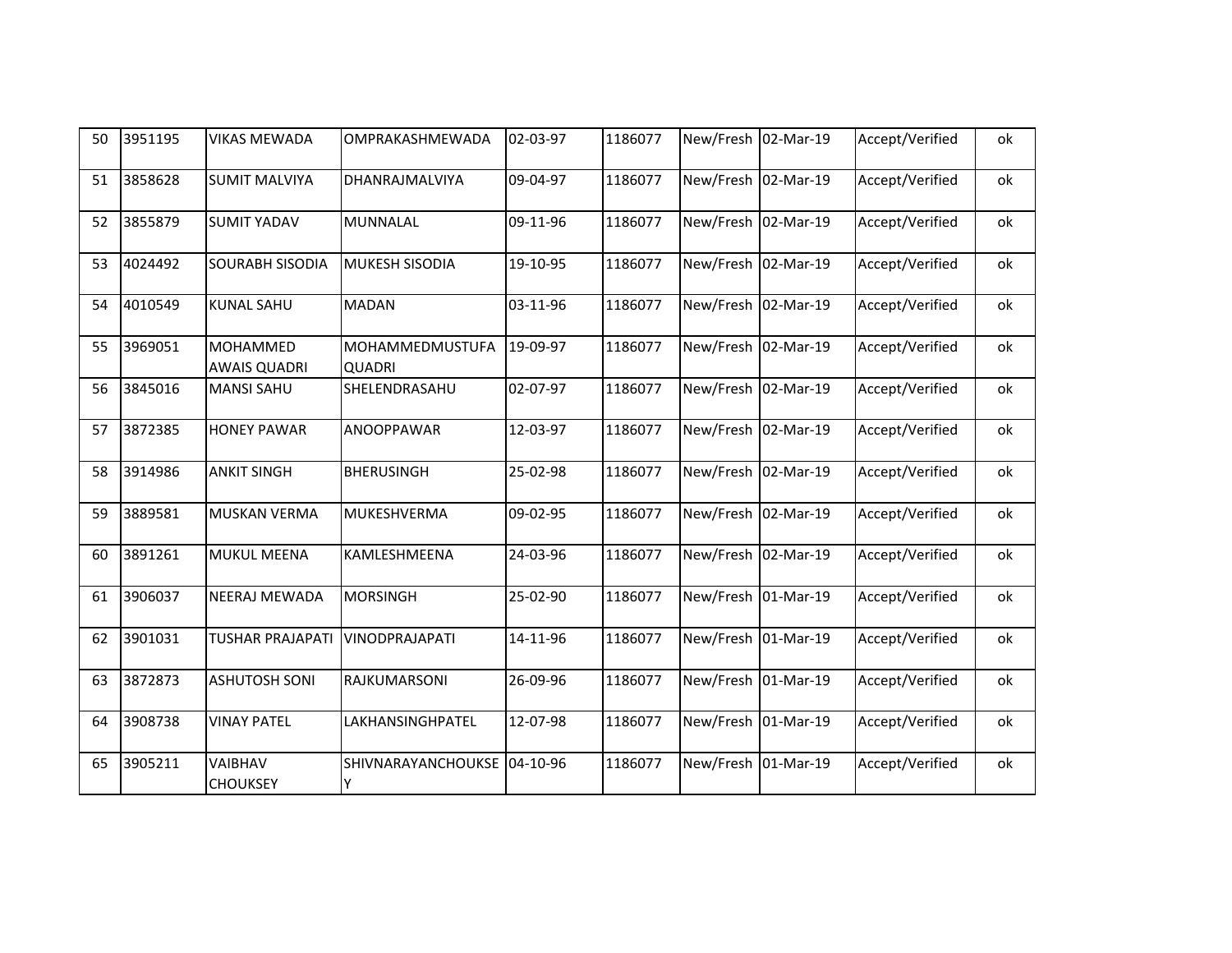| 50 | 3951195 | VIKAS MEWADA | OMPRAKASHMEWADA | 02-03-97 | 1186077 | New/Fresh | 02-Mar-19 | Accept/Verified | ok |
|---|---|---|---|---|---|---|---|---|---|
| 51 | 3858628 | SUMIT MALVIYA | DHANRAJMALVIYA | 09-04-97 | 1186077 | New/Fresh | 02-Mar-19 | Accept/Verified | ok |
| 52 | 3855879 | SUMIT YADAV | MUNNALAL | 09-11-96 | 1186077 | New/Fresh | 02-Mar-19 | Accept/Verified | ok |
| 53 | 4024492 | SOURABH SISODIA | MUKESH SISODIA | 19-10-95 | 1186077 | New/Fresh | 02-Mar-19 | Accept/Verified | ok |
| 54 | 4010549 | KUNAL SAHU | MADAN | 03-11-96 | 1186077 | New/Fresh | 02-Mar-19 | Accept/Verified | ok |
| 55 | 3969051 | MOHAMMED AWAIS QUADRI | MOHAMMEDMUSTUFA QUADRI | 19-09-97 | 1186077 | New/Fresh | 02-Mar-19 | Accept/Verified | ok |
| 56 | 3845016 | MANSI SAHU | SHELENDRASAHU | 02-07-97 | 1186077 | New/Fresh | 02-Mar-19 | Accept/Verified | ok |
| 57 | 3872385 | HONEY PAWAR | ANOOPPAWAR | 12-03-97 | 1186077 | New/Fresh | 02-Mar-19 | Accept/Verified | ok |
| 58 | 3914986 | ANKIT SINGH | BHERUSINGH | 25-02-98 | 1186077 | New/Fresh | 02-Mar-19 | Accept/Verified | ok |
| 59 | 3889581 | MUSKAN VERMA | MUKESHVERMA | 09-02-95 | 1186077 | New/Fresh | 02-Mar-19 | Accept/Verified | ok |
| 60 | 3891261 | MUKUL MEENA | KAMLESHMEENA | 24-03-96 | 1186077 | New/Fresh | 02-Mar-19 | Accept/Verified | ok |
| 61 | 3906037 | NEERAJ MEWADA | MORSINGH | 25-02-90 | 1186077 | New/Fresh | 01-Mar-19 | Accept/Verified | ok |
| 62 | 3901031 | TUSHAR PRAJAPATI | VINODPRAJAPATI | 14-11-96 | 1186077 | New/Fresh | 01-Mar-19 | Accept/Verified | ok |
| 63 | 3872873 | ASHUTOSH SONI | RAJKUMARSONI | 26-09-96 | 1186077 | New/Fresh | 01-Mar-19 | Accept/Verified | ok |
| 64 | 3908738 | VINAY PATEL | LAKHANSINGHPATEL | 12-07-98 | 1186077 | New/Fresh | 01-Mar-19 | Accept/Verified | ok |
| 65 | 3905211 | VAIBHAV CHOUKSEY | SHIVNARAYANCHOUKSEY | 04-10-96 | 1186077 | New/Fresh | 01-Mar-19 | Accept/Verified | ok |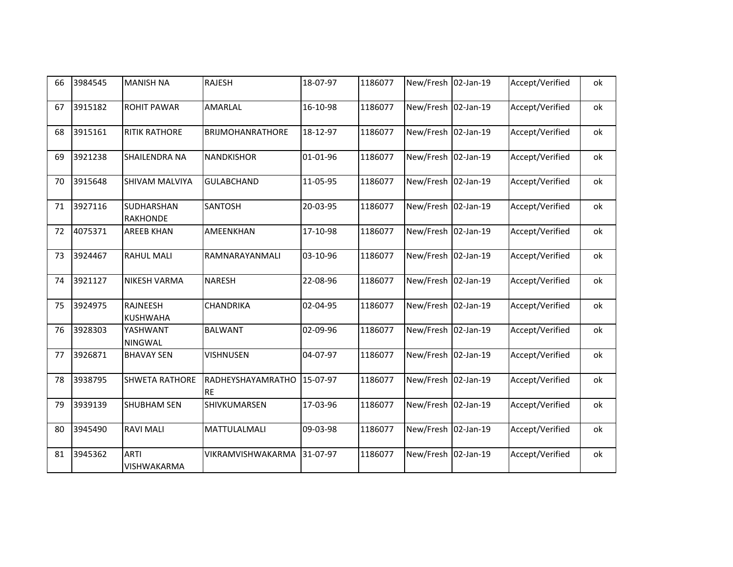| 66 | 3984545 | MANISH NA | RAJESH | 18-07-97 | 1186077 | New/Fresh | 02-Jan-19 | Accept/Verified | ok |
|---|---|---|---|---|---|---|---|---|---|
| 67 | 3915182 | ROHIT PAWAR | AMARLAL | 16-10-98 | 1186077 | New/Fresh | 02-Jan-19 | Accept/Verified | ok |
| 68 | 3915161 | RITIK RATHORE | BRIJMOHANRATHORE | 18-12-97 | 1186077 | New/Fresh | 02-Jan-19 | Accept/Verified | ok |
| 69 | 3921238 | SHAILENDRA NA | NANDKISHOR | 01-01-96 | 1186077 | New/Fresh | 02-Jan-19 | Accept/Verified | ok |
| 70 | 3915648 | SHIVAM MALVIYA | GULABCHAND | 11-05-95 | 1186077 | New/Fresh | 02-Jan-19 | Accept/Verified | ok |
| 71 | 3927116 | SUDHARSHAN RAKHONDE | SANTOSH | 20-03-95 | 1186077 | New/Fresh | 02-Jan-19 | Accept/Verified | ok |
| 72 | 4075371 | AREEB KHAN | AMEENKHAN | 17-10-98 | 1186077 | New/Fresh | 02-Jan-19 | Accept/Verified | ok |
| 73 | 3924467 | RAHUL MALI | RAMNARAYANMALI | 03-10-96 | 1186077 | New/Fresh | 02-Jan-19 | Accept/Verified | ok |
| 74 | 3921127 | NIKESH VARMA | NARESH | 22-08-96 | 1186077 | New/Fresh | 02-Jan-19 | Accept/Verified | ok |
| 75 | 3924975 | RAJNEESH KUSHWAHA | CHANDRIKA | 02-04-95 | 1186077 | New/Fresh | 02-Jan-19 | Accept/Verified | ok |
| 76 | 3928303 | YASHWANT NINGWAL | BALWANT | 02-09-96 | 1186077 | New/Fresh | 02-Jan-19 | Accept/Verified | ok |
| 77 | 3926871 | BHAVAY SEN | VISHNUSEN | 04-07-97 | 1186077 | New/Fresh | 02-Jan-19 | Accept/Verified | ok |
| 78 | 3938795 | SHWETA RATHORE | RADHEYSHAYAMRATHORE | 15-07-97 | 1186077 | New/Fresh | 02-Jan-19 | Accept/Verified | ok |
| 79 | 3939139 | SHUBHAM SEN | SHIVKUMARSEN | 17-03-96 | 1186077 | New/Fresh | 02-Jan-19 | Accept/Verified | ok |
| 80 | 3945490 | RAVI MALI | MATTULALMALI | 09-03-98 | 1186077 | New/Fresh | 02-Jan-19 | Accept/Verified | ok |
| 81 | 3945362 | ARTI VISHWAKARMA | VIKRAMVISHWAKARMA | 31-07-97 | 1186077 | New/Fresh | 02-Jan-19 | Accept/Verified | ok |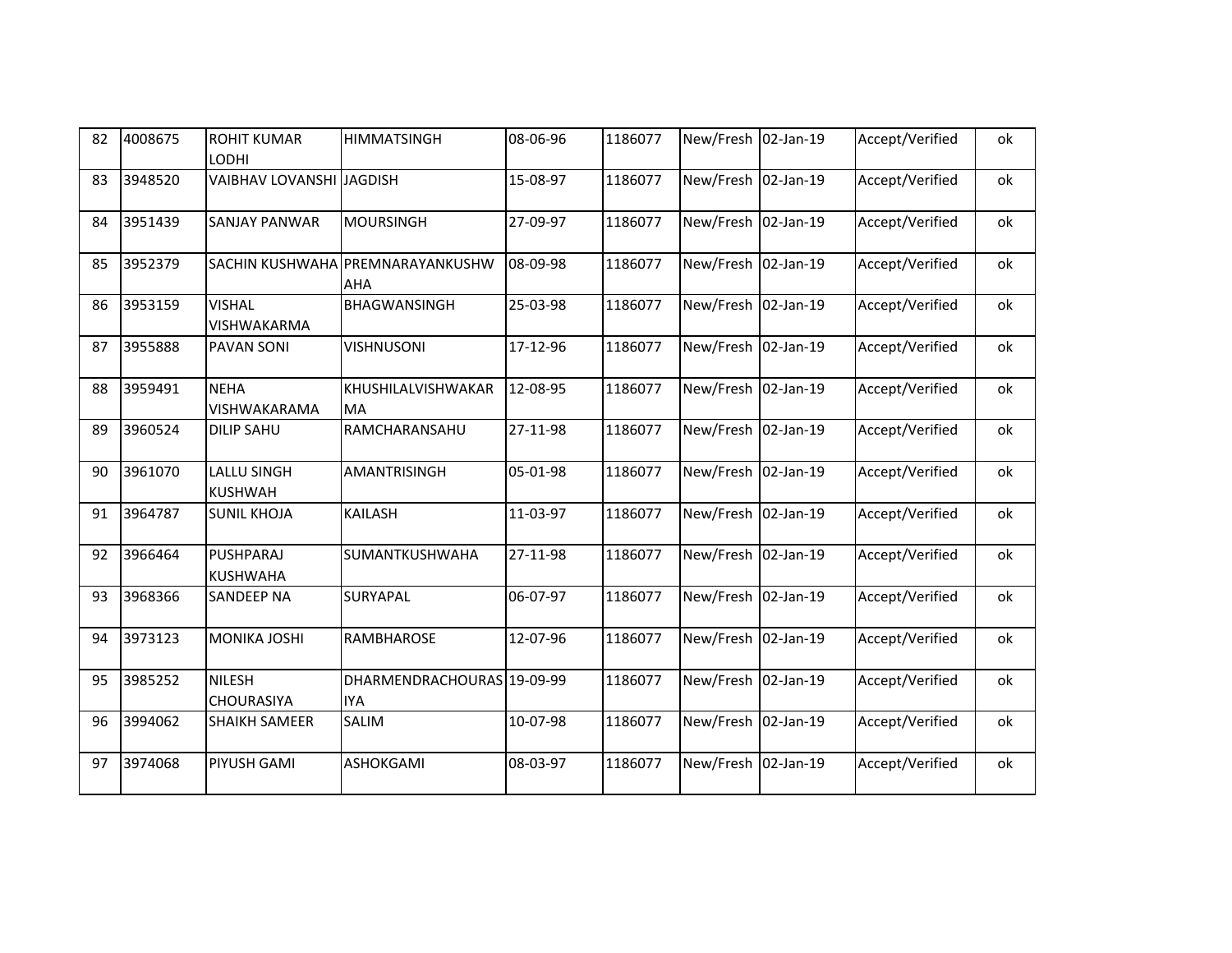| 82 | 4008675 | ROHIT KUMAR LODHI | HIMMATSINGH | 08-06-96 | 1186077 | New/Fresh | 02-Jan-19 | Accept/Verified | ok |
|---|---|---|---|---|---|---|---|---|---|
| 83 | 3948520 | VAIBHAV LOVANSHI | JAGDISH | 15-08-97 | 1186077 | New/Fresh | 02-Jan-19 | Accept/Verified | ok |
| 84 | 3951439 | SANJAY PANWAR | MOURSINGH | 27-09-97 | 1186077 | New/Fresh | 02-Jan-19 | Accept/Verified | ok |
| 85 | 3952379 | SACHIN KUSHWAHA | PREMNARAYANKUSHWAHA | 08-09-98 | 1186077 | New/Fresh | 02-Jan-19 | Accept/Verified | ok |
| 86 | 3953159 | VISHAL VISHWAKARMA | BHAGWANSINGH | 25-03-98 | 1186077 | New/Fresh | 02-Jan-19 | Accept/Verified | ok |
| 87 | 3955888 | PAVAN SONI | VISHNUSONI | 17-12-96 | 1186077 | New/Fresh | 02-Jan-19 | Accept/Verified | ok |
| 88 | 3959491 | NEHA VISHWAKARAMA | KHUSHILALVISHWAKARMA | 12-08-95 | 1186077 | New/Fresh | 02-Jan-19 | Accept/Verified | ok |
| 89 | 3960524 | DILIP SAHU | RAMCHARANSAHU | 27-11-98 | 1186077 | New/Fresh | 02-Jan-19 | Accept/Verified | ok |
| 90 | 3961070 | LALLU SINGH KUSHWAH | AMANTRISINGH | 05-01-98 | 1186077 | New/Fresh | 02-Jan-19 | Accept/Verified | ok |
| 91 | 3964787 | SUNIL KHOJA | KAILASH | 11-03-97 | 1186077 | New/Fresh | 02-Jan-19 | Accept/Verified | ok |
| 92 | 3966464 | PUSHPARAJ KUSHWAHA | SUMANTKUSHWAHA | 27-11-98 | 1186077 | New/Fresh | 02-Jan-19 | Accept/Verified | ok |
| 93 | 3968366 | SANDEEP NA | SURYAPAL | 06-07-97 | 1186077 | New/Fresh | 02-Jan-19 | Accept/Verified | ok |
| 94 | 3973123 | MONIKA JOSHI | RAMBHAROSE | 12-07-96 | 1186077 | New/Fresh | 02-Jan-19 | Accept/Verified | ok |
| 95 | 3985252 | NILESH CHOURASIYA | DHARMENDRACHOURASIYA | 19-09-99 | 1186077 | New/Fresh | 02-Jan-19 | Accept/Verified | ok |
| 96 | 3994062 | SHAIKH SAMEER | SALIM | 10-07-98 | 1186077 | New/Fresh | 02-Jan-19 | Accept/Verified | ok |
| 97 | 3974068 | PIYUSH GAMI | ASHOKGAMI | 08-03-97 | 1186077 | New/Fresh | 02-Jan-19 | Accept/Verified | ok |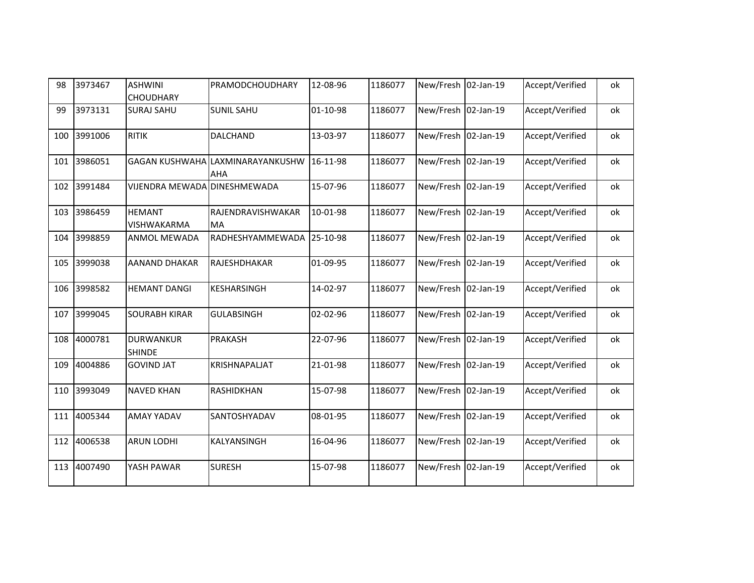| 98 | 3973467 | ASHWINI CHOUDHARY | PRAMODCHOUDHARY | 12-08-96 | 1186077 | New/Fresh | 02-Jan-19 | Accept/Verified | ok |
|---|---|---|---|---|---|---|---|---|---|
| 99 | 3973131 | SURAJ SAHU | SUNIL SAHU | 01-10-98 | 1186077 | New/Fresh | 02-Jan-19 | Accept/Verified | ok |
| 100 | 3991006 | RITIK | DALCHAND | 13-03-97 | 1186077 | New/Fresh | 02-Jan-19 | Accept/Verified | ok |
| 101 | 3986051 | GAGAN KUSHWAHA | LAXMINARAYANKUSHWAHA | 16-11-98 | 1186077 | New/Fresh | 02-Jan-19 | Accept/Verified | ok |
| 102 | 3991484 | VIJENDRA MEWADA | DINESHMEWADA | 15-07-96 | 1186077 | New/Fresh | 02-Jan-19 | Accept/Verified | ok |
| 103 | 3986459 | HEMANT VISHWAKARMA | RAJENDRAVISHWAKARMA | 10-01-98 | 1186077 | New/Fresh | 02-Jan-19 | Accept/Verified | ok |
| 104 | 3998859 | ANMOL MEWADA | RADHESHYAMMEWADA | 25-10-98 | 1186077 | New/Fresh | 02-Jan-19 | Accept/Verified | ok |
| 105 | 3999038 | AANAND DHAKAR | RAJESHDHAKAR | 01-09-95 | 1186077 | New/Fresh | 02-Jan-19 | Accept/Verified | ok |
| 106 | 3998582 | HEMANT DANGI | KESHARSINGH | 14-02-97 | 1186077 | New/Fresh | 02-Jan-19 | Accept/Verified | ok |
| 107 | 3999045 | SOURABH KIRAR | GULABSINGH | 02-02-96 | 1186077 | New/Fresh | 02-Jan-19 | Accept/Verified | ok |
| 108 | 4000781 | DURWANKUR SHINDE | PRAKASH | 22-07-96 | 1186077 | New/Fresh | 02-Jan-19 | Accept/Verified | ok |
| 109 | 4004886 | GOVIND JAT | KRISHNAPALJAT | 21-01-98 | 1186077 | New/Fresh | 02-Jan-19 | Accept/Verified | ok |
| 110 | 3993049 | NAVED KHAN | RASHIDKHAN | 15-07-98 | 1186077 | New/Fresh | 02-Jan-19 | Accept/Verified | ok |
| 111 | 4005344 | AMAY YADAV | SANTOSHYADAV | 08-01-95 | 1186077 | New/Fresh | 02-Jan-19 | Accept/Verified | ok |
| 112 | 4006538 | ARUN LODHI | KALYANSINGH | 16-04-96 | 1186077 | New/Fresh | 02-Jan-19 | Accept/Verified | ok |
| 113 | 4007490 | YASH PAWAR | SURESH | 15-07-98 | 1186077 | New/Fresh | 02-Jan-19 | Accept/Verified | ok |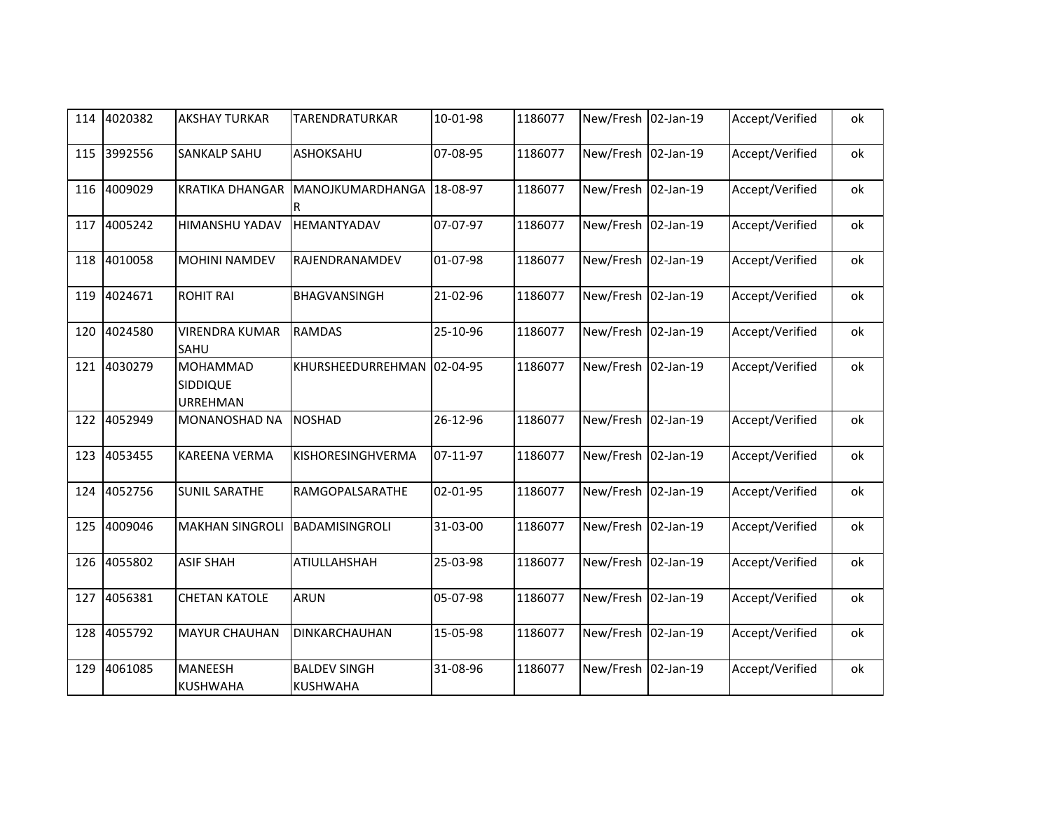| 114 | 4020382 | AKSHAY TURKAR | TARENDRATURKAR | 10-01-98 | 1186077 | New/Fresh | 02-Jan-19 | Accept/Verified | ok |
|---|---|---|---|---|---|---|---|---|---|
| 115 | 3992556 | SANKALP SAHU | ASHOKSAHU | 07-08-95 | 1186077 | New/Fresh | 02-Jan-19 | Accept/Verified | ok |
| 116 | 4009029 | KRATIKA DHANGAR | MANOJKUMARDHANGAR | 18-08-97 | 1186077 | New/Fresh | 02-Jan-19 | Accept/Verified | ok |
| 117 | 4005242 | HIMANSHU YADAV | HEMANTYADAV | 07-07-97 | 1186077 | New/Fresh | 02-Jan-19 | Accept/Verified | ok |
| 118 | 4010058 | MOHINI NAMDEV | RAJENDRANAMDEV | 01-07-98 | 1186077 | New/Fresh | 02-Jan-19 | Accept/Verified | ok |
| 119 | 4024671 | ROHIT RAI | BHAGVANSINGH | 21-02-96 | 1186077 | New/Fresh | 02-Jan-19 | Accept/Verified | ok |
| 120 | 4024580 | VIRENDRA KUMAR SAHU | RAMDAS | 25-10-96 | 1186077 | New/Fresh | 02-Jan-19 | Accept/Verified | ok |
| 121 | 4030279 | MOHAMMAD SIDDIQUE URREHMAN | KHURSHEEDURREHMAN | 02-04-95 | 1186077 | New/Fresh | 02-Jan-19 | Accept/Verified | ok |
| 122 | 4052949 | MONANOSHAD NA | NOSHAD | 26-12-96 | 1186077 | New/Fresh | 02-Jan-19 | Accept/Verified | ok |
| 123 | 4053455 | KAREENA VERMA | KISHORESINGHVERMA | 07-11-97 | 1186077 | New/Fresh | 02-Jan-19 | Accept/Verified | ok |
| 124 | 4052756 | SUNIL SARATHE | RAMGOPALSARATHE | 02-01-95 | 1186077 | New/Fresh | 02-Jan-19 | Accept/Verified | ok |
| 125 | 4009046 | MAKHAN SINGROLI | BADAMISINGROLI | 31-03-00 | 1186077 | New/Fresh | 02-Jan-19 | Accept/Verified | ok |
| 126 | 4055802 | ASIF SHAH | ATIULLAHSHAH | 25-03-98 | 1186077 | New/Fresh | 02-Jan-19 | Accept/Verified | ok |
| 127 | 4056381 | CHETAN KATOLE | ARUN | 05-07-98 | 1186077 | New/Fresh | 02-Jan-19 | Accept/Verified | ok |
| 128 | 4055792 | MAYUR CHAUHAN | DINKARCHAUHAN | 15-05-98 | 1186077 | New/Fresh | 02-Jan-19 | Accept/Verified | ok |
| 129 | 4061085 | MANEESH KUSHWAHA | BALDEV SINGH KUSHWAHA | 31-08-96 | 1186077 | New/Fresh | 02-Jan-19 | Accept/Verified | ok |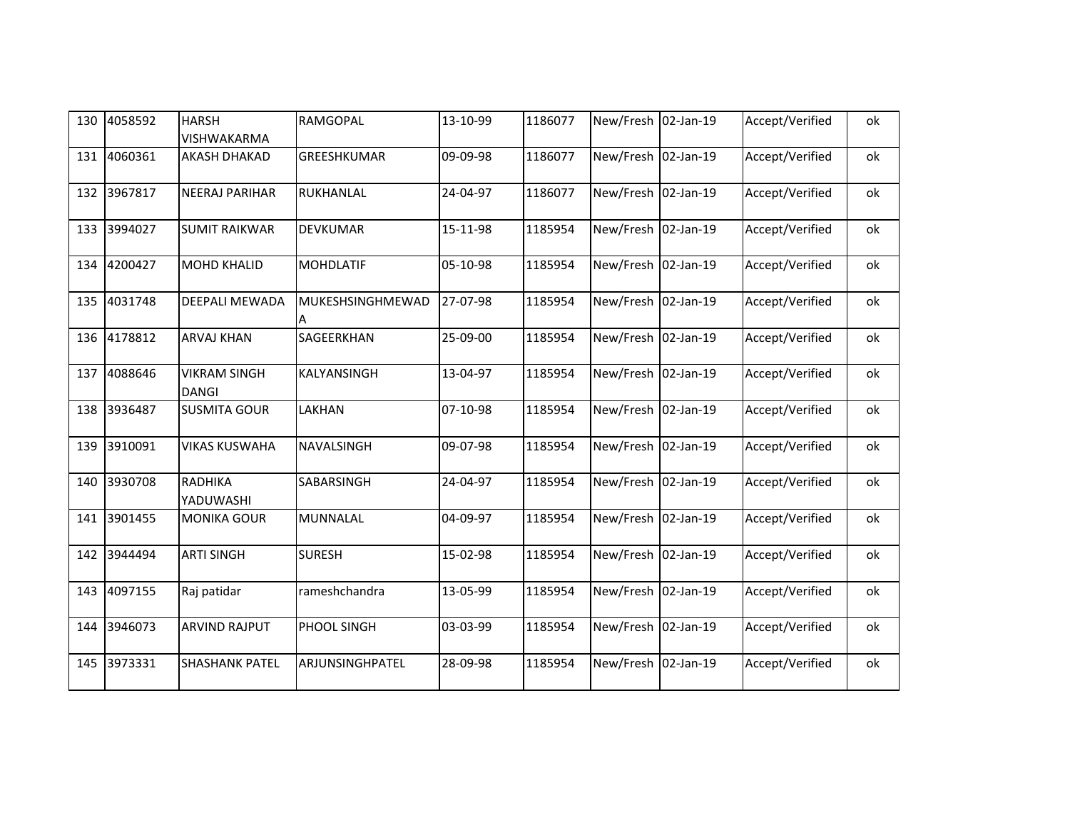| 130 | 4058592 | HARSH VISHWAKARMA | RAMGOPAL | 13-10-99 | 1186077 | New/Fresh | 02-Jan-19 | Accept/Verified | ok |
|---|---|---|---|---|---|---|---|---|---|
| 131 | 4060361 | AKASH DHAKAD | GREESHKUMAR | 09-09-98 | 1186077 | New/Fresh | 02-Jan-19 | Accept/Verified | ok |
| 132 | 3967817 | NEERAJ PARIHAR | RUKHANLAL | 24-04-97 | 1186077 | New/Fresh | 02-Jan-19 | Accept/Verified | ok |
| 133 | 3994027 | SUMIT RAIKWAR | DEVKUMAR | 15-11-98 | 1185954 | New/Fresh | 02-Jan-19 | Accept/Verified | ok |
| 134 | 4200427 | MOHD KHALID | MOHDLATIF | 05-10-98 | 1185954 | New/Fresh | 02-Jan-19 | Accept/Verified | ok |
| 135 | 4031748 | DEEPALI MEWADA | MUKESHSINGHMEWADA | 27-07-98 | 1185954 | New/Fresh | 02-Jan-19 | Accept/Verified | ok |
| 136 | 4178812 | ARVAJ KHAN | SAGEERKHAN | 25-09-00 | 1185954 | New/Fresh | 02-Jan-19 | Accept/Verified | ok |
| 137 | 4088646 | VIKRAM SINGH DANGI | KALYANSINGH | 13-04-97 | 1185954 | New/Fresh | 02-Jan-19 | Accept/Verified | ok |
| 138 | 3936487 | SUSMITA GOUR | LAKHAN | 07-10-98 | 1185954 | New/Fresh | 02-Jan-19 | Accept/Verified | ok |
| 139 | 3910091 | VIKAS KUSWAHA | NAVALSINGH | 09-07-98 | 1185954 | New/Fresh | 02-Jan-19 | Accept/Verified | ok |
| 140 | 3930708 | RADHIKA YADUWASHI | SABARSINGH | 24-04-97 | 1185954 | New/Fresh | 02-Jan-19 | Accept/Verified | ok |
| 141 | 3901455 | MONIKA GOUR | MUNNALAL | 04-09-97 | 1185954 | New/Fresh | 02-Jan-19 | Accept/Verified | ok |
| 142 | 3944494 | ARTI SINGH | SURESH | 15-02-98 | 1185954 | New/Fresh | 02-Jan-19 | Accept/Verified | ok |
| 143 | 4097155 | Raj patidar | rameshchandra | 13-05-99 | 1185954 | New/Fresh | 02-Jan-19 | Accept/Verified | ok |
| 144 | 3946073 | ARVIND RAJPUT | PHOOL SINGH | 03-03-99 | 1185954 | New/Fresh | 02-Jan-19 | Accept/Verified | ok |
| 145 | 3973331 | SHASHANK PATEL | ARJUNSINGHPATEL | 28-09-98 | 1185954 | New/Fresh | 02-Jan-19 | Accept/Verified | ok |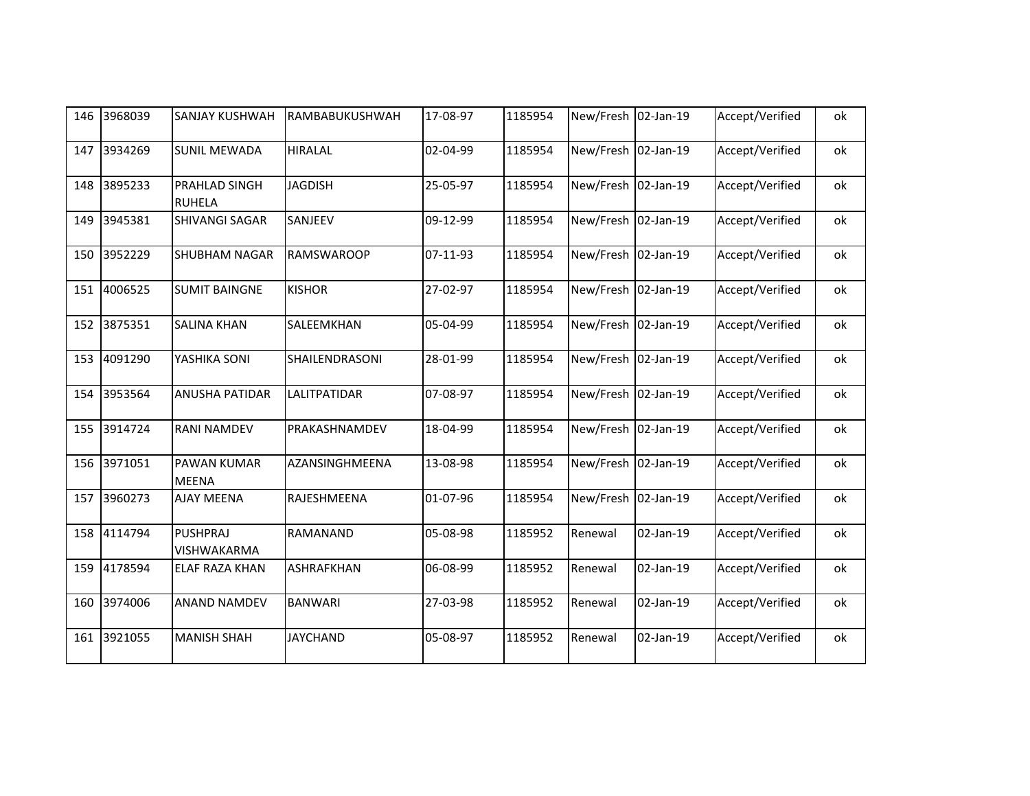| 146 | 3968039 | SANJAY KUSHWAH | RAMBABUKUSHWAH | 17-08-97 | 1185954 | New/Fresh | 02-Jan-19 | Accept/Verified | ok |
|---|---|---|---|---|---|---|---|---|---|
| 147 | 3934269 | SUNIL MEWADA | HIRALAL | 02-04-99 | 1185954 | New/Fresh | 02-Jan-19 | Accept/Verified | ok |
| 148 | 3895233 | PRAHLAD SINGH RUHELA | JAGDISH | 25-05-97 | 1185954 | New/Fresh | 02-Jan-19 | Accept/Verified | ok |
| 149 | 3945381 | SHIVANGI SAGAR | SANJEEV | 09-12-99 | 1185954 | New/Fresh | 02-Jan-19 | Accept/Verified | ok |
| 150 | 3952229 | SHUBHAM NAGAR | RAMSWAROOP | 07-11-93 | 1185954 | New/Fresh | 02-Jan-19 | Accept/Verified | ok |
| 151 | 4006525 | SUMIT BAINGNE | KISHOR | 27-02-97 | 1185954 | New/Fresh | 02-Jan-19 | Accept/Verified | ok |
| 152 | 3875351 | SALINA KHAN | SALEEMKHAN | 05-04-99 | 1185954 | New/Fresh | 02-Jan-19 | Accept/Verified | ok |
| 153 | 4091290 | YASHIKA SONI | SHAILENDRASONI | 28-01-99 | 1185954 | New/Fresh | 02-Jan-19 | Accept/Verified | ok |
| 154 | 3953564 | ANUSHA PATIDAR | LALITPATIDAR | 07-08-97 | 1185954 | New/Fresh | 02-Jan-19 | Accept/Verified | ok |
| 155 | 3914724 | RANI NAMDEV | PRAKASHNAMDEV | 18-04-99 | 1185954 | New/Fresh | 02-Jan-19 | Accept/Verified | ok |
| 156 | 3971051 | PAWAN KUMAR MEENA | AZANSINGHMEENA | 13-08-98 | 1185954 | New/Fresh | 02-Jan-19 | Accept/Verified | ok |
| 157 | 3960273 | AJAY MEENA | RAJESHMEENA | 01-07-96 | 1185954 | New/Fresh | 02-Jan-19 | Accept/Verified | ok |
| 158 | 4114794 | PUSHPRAJ VISHWAKARMA | RAMANAND | 05-08-98 | 1185952 | Renewal | 02-Jan-19 | Accept/Verified | ok |
| 159 | 4178594 | ELAF RAZA KHAN | ASHRAFKHAN | 06-08-99 | 1185952 | Renewal | 02-Jan-19 | Accept/Verified | ok |
| 160 | 3974006 | ANAND NAMDEV | BANWARI | 27-03-98 | 1185952 | Renewal | 02-Jan-19 | Accept/Verified | ok |
| 161 | 3921055 | MANISH SHAH | JAYCHAND | 05-08-97 | 1185952 | Renewal | 02-Jan-19 | Accept/Verified | ok |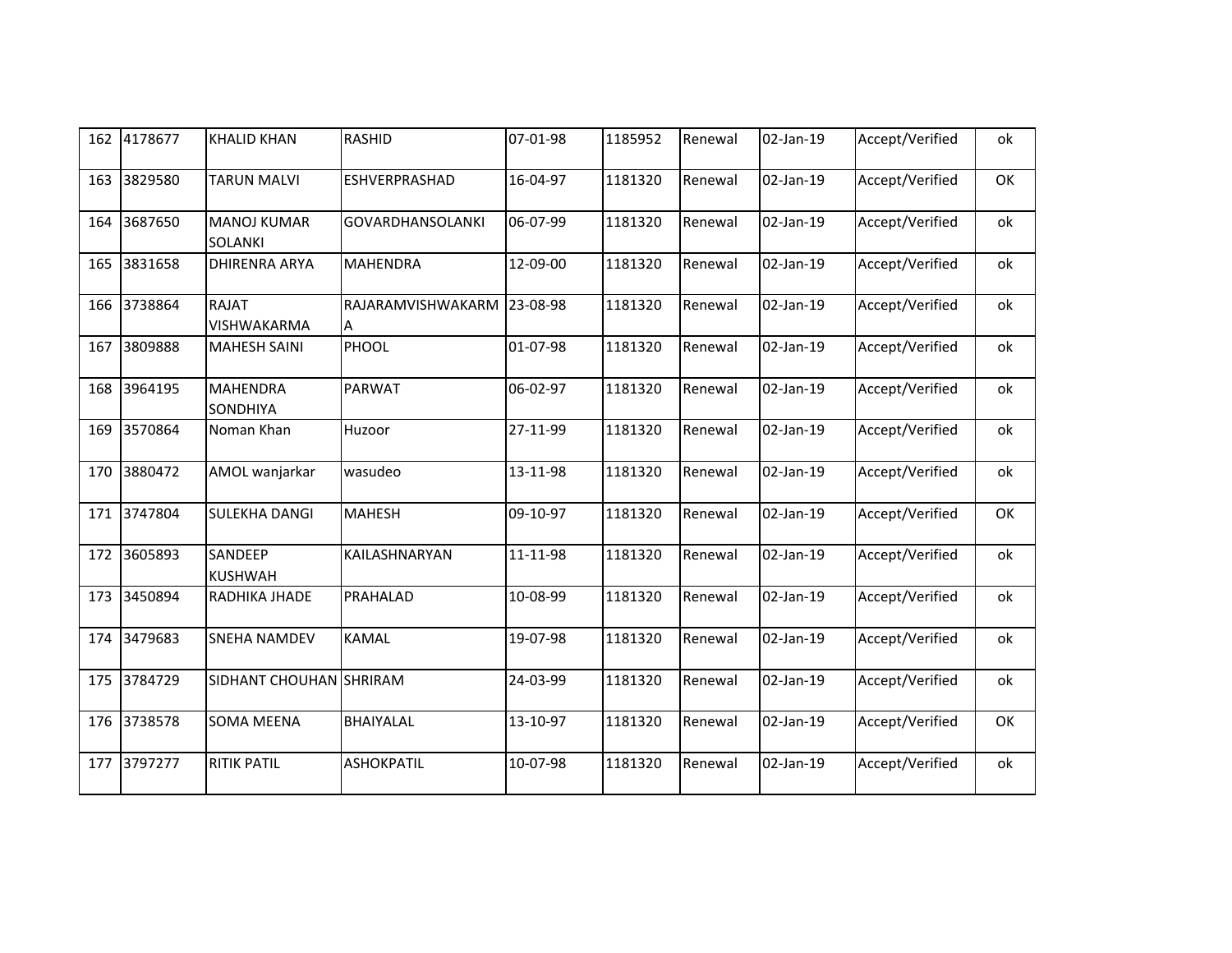| 162 | 4178677 | KHALID KHAN | RASHID | 07-01-98 | 1185952 | Renewal | 02-Jan-19 | Accept/Verified | ok |
|---|---|---|---|---|---|---|---|---|---|
| 163 | 3829580 | TARUN MALVI | ESHVERPRASHAD | 16-04-97 | 1181320 | Renewal | 02-Jan-19 | Accept/Verified | OK |
| 164 | 3687650 | MANOJ KUMAR SOLANKI | GOVARDHANSOLANKI | 06-07-99 | 1181320 | Renewal | 02-Jan-19 | Accept/Verified | ok |
| 165 | 3831658 | DHIRENRA ARYA | MAHENDRA | 12-09-00 | 1181320 | Renewal | 02-Jan-19 | Accept/Verified | ok |
| 166 | 3738864 | RAJAT VISHWAKARMA | RAJARAMVISHWAKARMA | 23-08-98 | 1181320 | Renewal | 02-Jan-19 | Accept/Verified | ok |
| 167 | 3809888 | MAHESH SAINI | PHOOL | 01-07-98 | 1181320 | Renewal | 02-Jan-19 | Accept/Verified | ok |
| 168 | 3964195 | MAHENDRA SONDHIYA | PARWAT | 06-02-97 | 1181320 | Renewal | 02-Jan-19 | Accept/Verified | ok |
| 169 | 3570864 | Noman Khan | Huzoor | 27-11-99 | 1181320 | Renewal | 02-Jan-19 | Accept/Verified | ok |
| 170 | 3880472 | AMOL wanjarkar | wasudeo | 13-11-98 | 1181320 | Renewal | 02-Jan-19 | Accept/Verified | ok |
| 171 | 3747804 | SULEKHA DANGI | MAHESH | 09-10-97 | 1181320 | Renewal | 02-Jan-19 | Accept/Verified | OK |
| 172 | 3605893 | SANDEEP KUSHWAH | KAILASHNARYAN | 11-11-98 | 1181320 | Renewal | 02-Jan-19 | Accept/Verified | ok |
| 173 | 3450894 | RADHIKA JHADE | PRAHALAD | 10-08-99 | 1181320 | Renewal | 02-Jan-19 | Accept/Verified | ok |
| 174 | 3479683 | SNEHA NAMDEV | KAMAL | 19-07-98 | 1181320 | Renewal | 02-Jan-19 | Accept/Verified | ok |
| 175 | 3784729 | SIDHANT CHOUHAN | SHRIRAM | 24-03-99 | 1181320 | Renewal | 02-Jan-19 | Accept/Verified | ok |
| 176 | 3738578 | SOMA MEENA | BHAIYALAL | 13-10-97 | 1181320 | Renewal | 02-Jan-19 | Accept/Verified | OK |
| 177 | 3797277 | RITIK PATIL | ASHOKPATIL | 10-07-98 | 1181320 | Renewal | 02-Jan-19 | Accept/Verified | ok |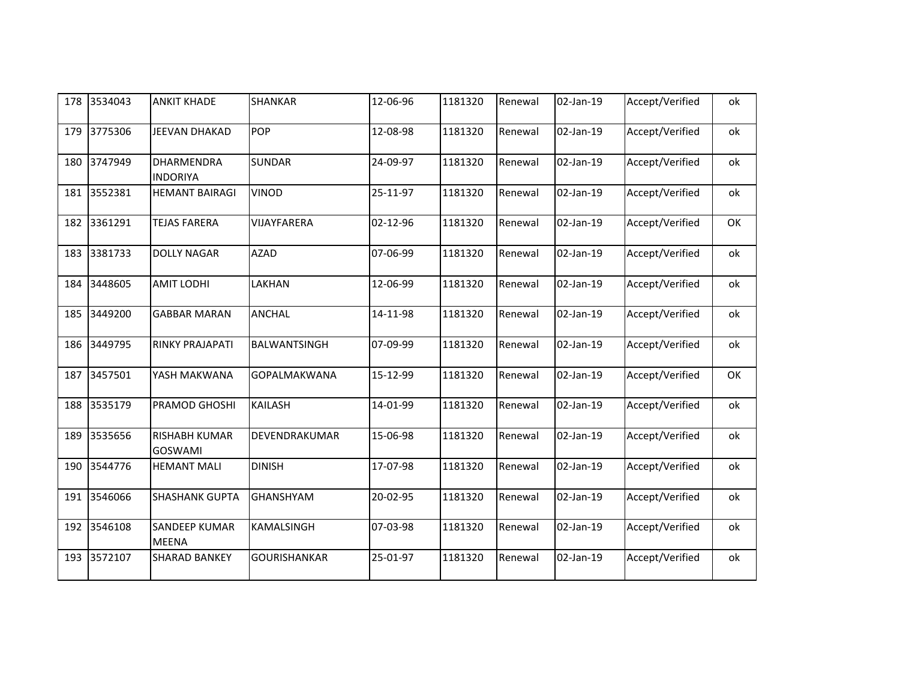| | | | | | | | | | |
|---|---|---|---|---|---|---|---|---|---|
| 178 | 3534043 | ANKIT KHADE | SHANKAR | 12-06-96 | 1181320 | Renewal | 02-Jan-19 | Accept/Verified | ok |
| 179 | 3775306 | JEEVAN DHAKAD | POP | 12-08-98 | 1181320 | Renewal | 02-Jan-19 | Accept/Verified | ok |
| 180 | 3747949 | DHARMENDRA INDORIYA | SUNDAR | 24-09-97 | 1181320 | Renewal | 02-Jan-19 | Accept/Verified | ok |
| 181 | 3552381 | HEMANT BAIRAGI | VINOD | 25-11-97 | 1181320 | Renewal | 02-Jan-19 | Accept/Verified | ok |
| 182 | 3361291 | TEJAS FARERA | VIJAYFARERA | 02-12-96 | 1181320 | Renewal | 02-Jan-19 | Accept/Verified | OK |
| 183 | 3381733 | DOLLY NAGAR | AZAD | 07-06-99 | 1181320 | Renewal | 02-Jan-19 | Accept/Verified | ok |
| 184 | 3448605 | AMIT LODHI | LAKHAN | 12-06-99 | 1181320 | Renewal | 02-Jan-19 | Accept/Verified | ok |
| 185 | 3449200 | GABBAR MARAN | ANCHAL | 14-11-98 | 1181320 | Renewal | 02-Jan-19 | Accept/Verified | ok |
| 186 | 3449795 | RINKY PRAJAPATI | BALWANTSINGH | 07-09-99 | 1181320 | Renewal | 02-Jan-19 | Accept/Verified | ok |
| 187 | 3457501 | YASH MAKWANA | GOPALMAKWANA | 15-12-99 | 1181320 | Renewal | 02-Jan-19 | Accept/Verified | OK |
| 188 | 3535179 | PRAMOD GHOSHI | KAILASH | 14-01-99 | 1181320 | Renewal | 02-Jan-19 | Accept/Verified | ok |
| 189 | 3535656 | RISHABH KUMAR GOSWAMI | DEVENDRAKUMAR | 15-06-98 | 1181320 | Renewal | 02-Jan-19 | Accept/Verified | ok |
| 190 | 3544776 | HEMANT MALI | DINISH | 17-07-98 | 1181320 | Renewal | 02-Jan-19 | Accept/Verified | ok |
| 191 | 3546066 | SHASHANK GUPTA | GHANSHYAM | 20-02-95 | 1181320 | Renewal | 02-Jan-19 | Accept/Verified | ok |
| 192 | 3546108 | SANDEEP KUMAR MEENA | KAMALSINGH | 07-03-98 | 1181320 | Renewal | 02-Jan-19 | Accept/Verified | ok |
| 193 | 3572107 | SHARAD BANKEY | GOURISHANKAR | 25-01-97 | 1181320 | Renewal | 02-Jan-19 | Accept/Verified | ok |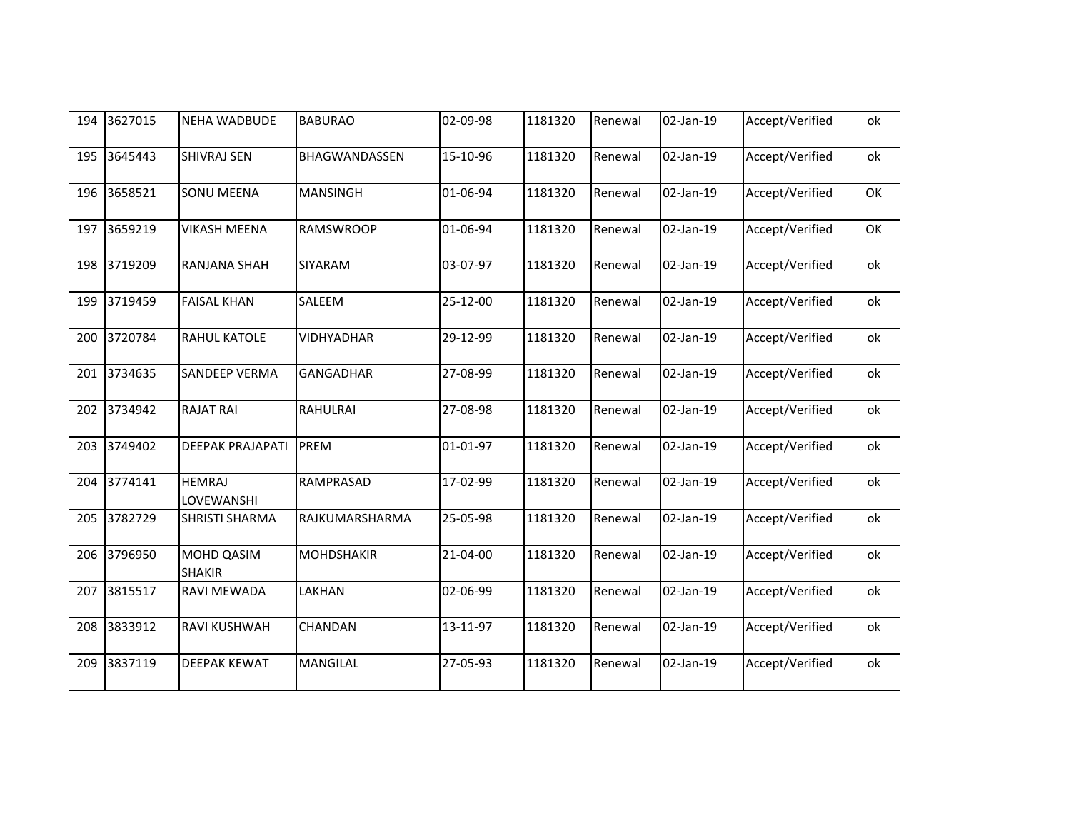| 194 | 3627015 | NEHA WADBUDE | BABURAO | 02-09-98 | 1181320 | Renewal | 02-Jan-19 | Accept/Verified | ok |
|---|---|---|---|---|---|---|---|---|---|
| 195 | 3645443 | SHIVRAJ SEN | BHAGWANDASSEN | 15-10-96 | 1181320 | Renewal | 02-Jan-19 | Accept/Verified | ok |
| 196 | 3658521 | SONU MEENA | MANSINGH | 01-06-94 | 1181320 | Renewal | 02-Jan-19 | Accept/Verified | OK |
| 197 | 3659219 | VIKASH MEENA | RAMSWROOP | 01-06-94 | 1181320 | Renewal | 02-Jan-19 | Accept/Verified | OK |
| 198 | 3719209 | RANJANA SHAH | SIYARAM | 03-07-97 | 1181320 | Renewal | 02-Jan-19 | Accept/Verified | ok |
| 199 | 3719459 | FAISAL KHAN | SALEEM | 25-12-00 | 1181320 | Renewal | 02-Jan-19 | Accept/Verified | ok |
| 200 | 3720784 | RAHUL KATOLE | VIDHYADHAR | 29-12-99 | 1181320 | Renewal | 02-Jan-19 | Accept/Verified | ok |
| 201 | 3734635 | SANDEEP VERMA | GANGADHAR | 27-08-99 | 1181320 | Renewal | 02-Jan-19 | Accept/Verified | ok |
| 202 | 3734942 | RAJAT RAI | RAHULRAI | 27-08-98 | 1181320 | Renewal | 02-Jan-19 | Accept/Verified | ok |
| 203 | 3749402 | DEEPAK PRAJAPATI | PREM | 01-01-97 | 1181320 | Renewal | 02-Jan-19 | Accept/Verified | ok |
| 204 | 3774141 | HEMRAJ LOVEWANSHI | RAMPRASAD | 17-02-99 | 1181320 | Renewal | 02-Jan-19 | Accept/Verified | ok |
| 205 | 3782729 | SHRISTI SHARMA | RAJKUMARSHARMA | 25-05-98 | 1181320 | Renewal | 02-Jan-19 | Accept/Verified | ok |
| 206 | 3796950 | MOHD QASIM SHAKIR | MOHDSHAKIR | 21-04-00 | 1181320 | Renewal | 02-Jan-19 | Accept/Verified | ok |
| 207 | 3815517 | RAVI MEWADA | LAKHAN | 02-06-99 | 1181320 | Renewal | 02-Jan-19 | Accept/Verified | ok |
| 208 | 3833912 | RAVI KUSHWAH | CHANDAN | 13-11-97 | 1181320 | Renewal | 02-Jan-19 | Accept/Verified | ok |
| 209 | 3837119 | DEEPAK KEWAT | MANGILAL | 27-05-93 | 1181320 | Renewal | 02-Jan-19 | Accept/Verified | ok |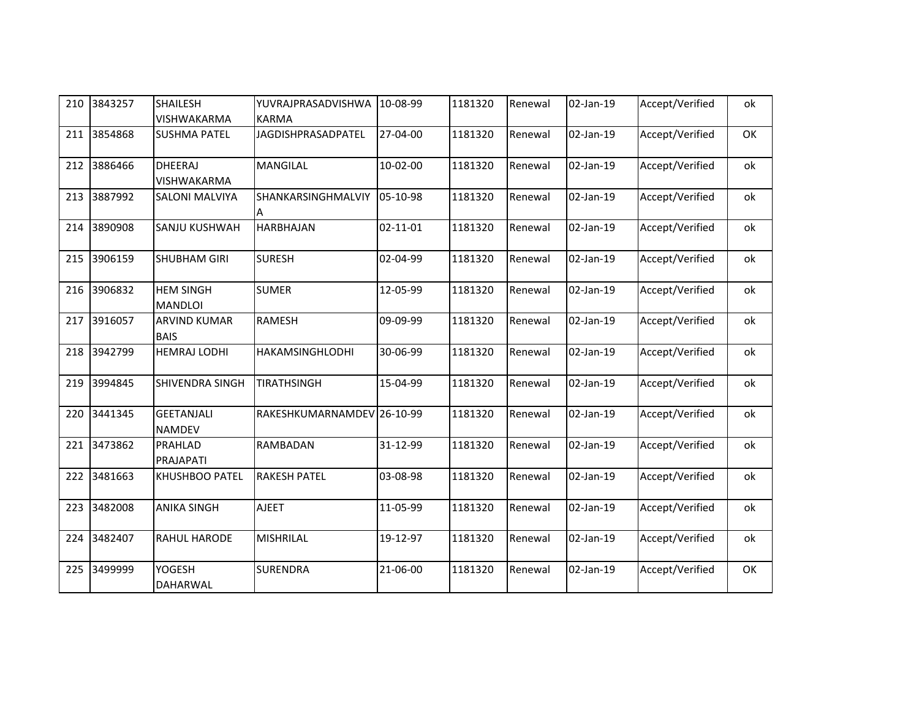| 210 | 3843257 | SHAILESH VISHWAKARMA | YUVRAJPRASADVISHWAKARMA | 10-08-99 | 1181320 | Renewal | 02-Jan-19 | Accept/Verified | ok |
|---|---|---|---|---|---|---|---|---|---|
| 211 | 3854868 | SUSHMA PATEL | JAGDISHPRASADPATEL | 27-04-00 | 1181320 | Renewal | 02-Jan-19 | Accept/Verified | OK |
| 212 | 3886466 | DHEERAJ VISHWAKARMA | MANGILAL | 10-02-00 | 1181320 | Renewal | 02-Jan-19 | Accept/Verified | ok |
| 213 | 3887992 | SALONI MALVIYA | SHANKARSINGHMALVIYA | 05-10-98 | 1181320 | Renewal | 02-Jan-19 | Accept/Verified | ok |
| 214 | 3890908 | SANJU KUSHWAH | HARBHAJAN | 02-11-01 | 1181320 | Renewal | 02-Jan-19 | Accept/Verified | ok |
| 215 | 3906159 | SHUBHAM GIRI | SURESH | 02-04-99 | 1181320 | Renewal | 02-Jan-19 | Accept/Verified | ok |
| 216 | 3906832 | HEM SINGH MANDLOI | SUMER | 12-05-99 | 1181320 | Renewal | 02-Jan-19 | Accept/Verified | ok |
| 217 | 3916057 | ARVIND KUMAR BAIS | RAMESH | 09-09-99 | 1181320 | Renewal | 02-Jan-19 | Accept/Verified | ok |
| 218 | 3942799 | HEMRAJ LODHI | HAKAMSINGHLODHI | 30-06-99 | 1181320 | Renewal | 02-Jan-19 | Accept/Verified | ok |
| 219 | 3994845 | SHIVENDRA SINGH | TIRATHSINGH | 15-04-99 | 1181320 | Renewal | 02-Jan-19 | Accept/Verified | ok |
| 220 | 3441345 | GEETANJALI NAMDEV | RAKESHKUMARNAMDEV | 26-10-99 | 1181320 | Renewal | 02-Jan-19 | Accept/Verified | ok |
| 221 | 3473862 | PRAHLAD PRAJAPATI | RAMBADAN | 31-12-99 | 1181320 | Renewal | 02-Jan-19 | Accept/Verified | ok |
| 222 | 3481663 | KHUSHBOO PATEL | RAKESH PATEL | 03-08-98 | 1181320 | Renewal | 02-Jan-19 | Accept/Verified | ok |
| 223 | 3482008 | ANIKA SINGH | AJEET | 11-05-99 | 1181320 | Renewal | 02-Jan-19 | Accept/Verified | ok |
| 224 | 3482407 | RAHUL HARODE | MISHRILAL | 19-12-97 | 1181320 | Renewal | 02-Jan-19 | Accept/Verified | ok |
| 225 | 3499999 | YOGESH DAHARWAL | SURENDRA | 21-06-00 | 1181320 | Renewal | 02-Jan-19 | Accept/Verified | OK |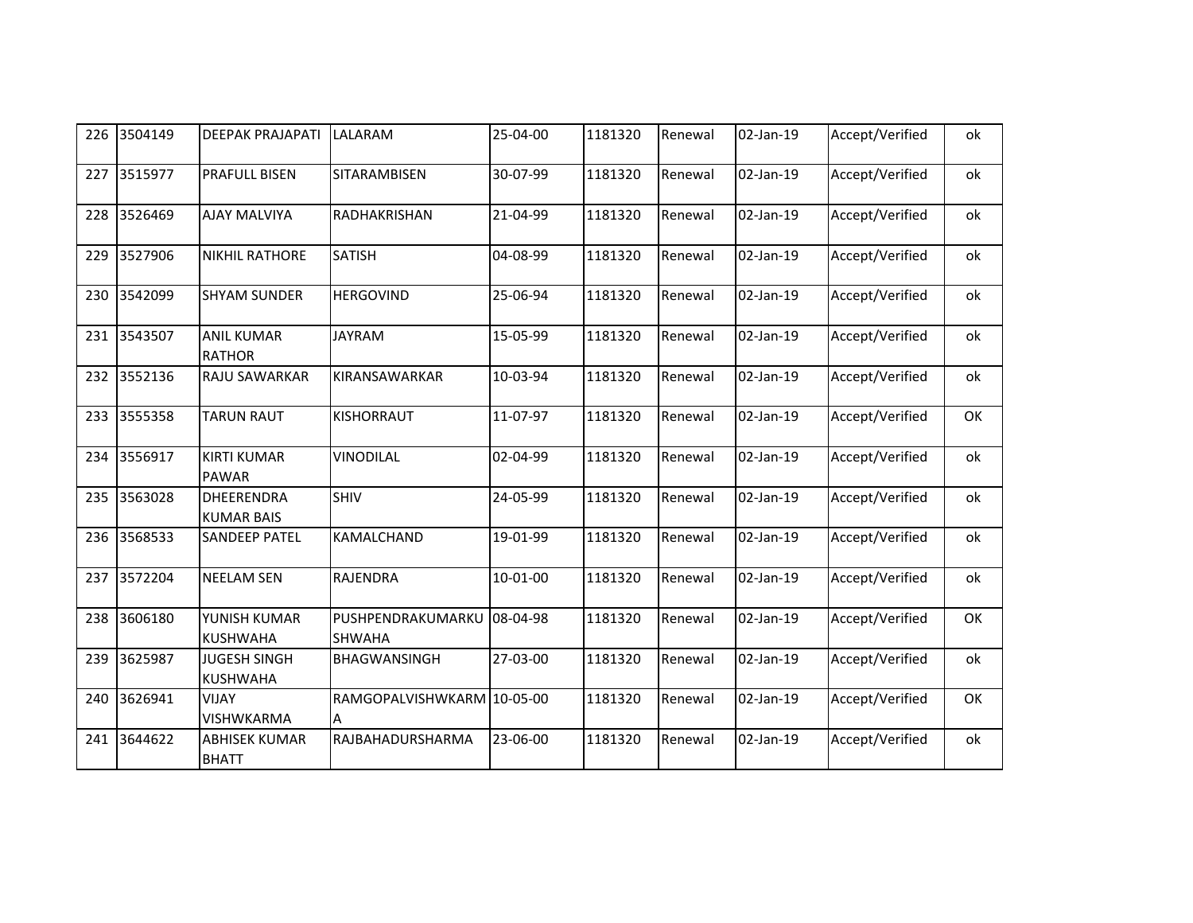| 226 | 3504149 | DEEPAK PRAJAPATI | LALARAM | 25-04-00 | 1181320 | Renewal | 02-Jan-19 | Accept/Verified | ok |
|---|---|---|---|---|---|---|---|---|---|
| 227 | 3515977 | PRAFULL BISEN | SITARAMBISEN | 30-07-99 | 1181320 | Renewal | 02-Jan-19 | Accept/Verified | ok |
| 228 | 3526469 | AJAY MALVIYA | RADHAKRISHAN | 21-04-99 | 1181320 | Renewal | 02-Jan-19 | Accept/Verified | ok |
| 229 | 3527906 | NIKHIL RATHORE | SATISH | 04-08-99 | 1181320 | Renewal | 02-Jan-19 | Accept/Verified | ok |
| 230 | 3542099 | SHYAM SUNDER | HERGOVIND | 25-06-94 | 1181320 | Renewal | 02-Jan-19 | Accept/Verified | ok |
| 231 | 3543507 | ANIL KUMAR RATHOR | JAYRAM | 15-05-99 | 1181320 | Renewal | 02-Jan-19 | Accept/Verified | ok |
| 232 | 3552136 | RAJU SAWARKAR | KIRANSAWARKAR | 10-03-94 | 1181320 | Renewal | 02-Jan-19 | Accept/Verified | ok |
| 233 | 3555358 | TARUN RAUT | KISHORRAUT | 11-07-97 | 1181320 | Renewal | 02-Jan-19 | Accept/Verified | OK |
| 234 | 3556917 | KIRTI KUMAR PAWAR | VINODILAL | 02-04-99 | 1181320 | Renewal | 02-Jan-19 | Accept/Verified | ok |
| 235 | 3563028 | DHEERENDRA KUMAR BAIS | SHIV | 24-05-99 | 1181320 | Renewal | 02-Jan-19 | Accept/Verified | ok |
| 236 | 3568533 | SANDEEP PATEL | KAMALCHAND | 19-01-99 | 1181320 | Renewal | 02-Jan-19 | Accept/Verified | ok |
| 237 | 3572204 | NEELAM SEN | RAJENDRA | 10-01-00 | 1181320 | Renewal | 02-Jan-19 | Accept/Verified | ok |
| 238 | 3606180 | YUNISH KUMAR KUSHWAHA | PUSHPENDRAKUMARKUSHWAHA | 08-04-98 | 1181320 | Renewal | 02-Jan-19 | Accept/Verified | OK |
| 239 | 3625987 | JUGESH SINGH KUSHWAHA | BHAGWANSINGH | 27-03-00 | 1181320 | Renewal | 02-Jan-19 | Accept/Verified | ok |
| 240 | 3626941 | VIJAY VISHWKARMA | RAMGOPALVISHWKARMA | 10-05-00 | 1181320 | Renewal | 02-Jan-19 | Accept/Verified | OK |
| 241 | 3644622 | ABHISEK KUMAR BHATT | RAJBAHADURSHARMA | 23-06-00 | 1181320 | Renewal | 02-Jan-19 | Accept/Verified | ok |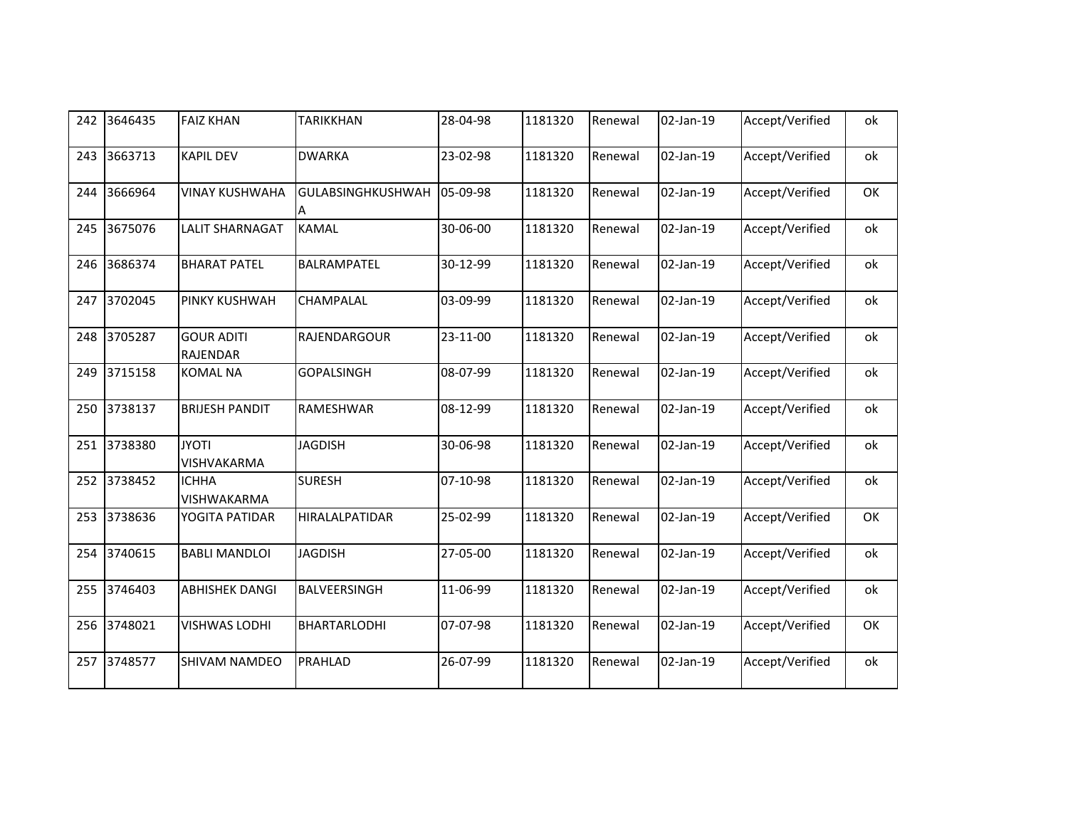| 242 | 3646435 | FAIZ KHAN | TARIKKHAN | 28-04-98 | 1181320 | Renewal | 02-Jan-19 | Accept/Verified | ok |
|---|---|---|---|---|---|---|---|---|---|
| 243 | 3663713 | KAPIL DEV | DWARKA | 23-02-98 | 1181320 | Renewal | 02-Jan-19 | Accept/Verified | ok |
| 244 | 3666964 | VINAY KUSHWAHA | GULABSINGHKUSHWAHA | 05-09-98 | 1181320 | Renewal | 02-Jan-19 | Accept/Verified | OK |
| 245 | 3675076 | LALIT SHARNAGAT | KAMAL | 30-06-00 | 1181320 | Renewal | 02-Jan-19 | Accept/Verified | ok |
| 246 | 3686374 | BHARAT PATEL | BALRAMPATEL | 30-12-99 | 1181320 | Renewal | 02-Jan-19 | Accept/Verified | ok |
| 247 | 3702045 | PINKY KUSHWAH | CHAMPALAL | 03-09-99 | 1181320 | Renewal | 02-Jan-19 | Accept/Verified | ok |
| 248 | 3705287 | GOUR ADITI RAJENDAR | RAJENDARGOUR | 23-11-00 | 1181320 | Renewal | 02-Jan-19 | Accept/Verified | ok |
| 249 | 3715158 | KOMAL NA | GOPALSINGH | 08-07-99 | 1181320 | Renewal | 02-Jan-19 | Accept/Verified | ok |
| 250 | 3738137 | BRIJESH PANDIT | RAMESHWAR | 08-12-99 | 1181320 | Renewal | 02-Jan-19 | Accept/Verified | ok |
| 251 | 3738380 | JYOTI VISHVAKARMA | JAGDISH | 30-06-98 | 1181320 | Renewal | 02-Jan-19 | Accept/Verified | ok |
| 252 | 3738452 | ICHHA VISHWAKARMA | SURESH | 07-10-98 | 1181320 | Renewal | 02-Jan-19 | Accept/Verified | ok |
| 253 | 3738636 | YOGITA PATIDAR | HIRALALPATIDAR | 25-02-99 | 1181320 | Renewal | 02-Jan-19 | Accept/Verified | OK |
| 254 | 3740615 | BABLI MANDLOI | JAGDISH | 27-05-00 | 1181320 | Renewal | 02-Jan-19 | Accept/Verified | ok |
| 255 | 3746403 | ABHISHEK DANGI | BALVEERSINGH | 11-06-99 | 1181320 | Renewal | 02-Jan-19 | Accept/Verified | ok |
| 256 | 3748021 | VISHWAS LODHI | BHARTARLODHI | 07-07-98 | 1181320 | Renewal | 02-Jan-19 | Accept/Verified | OK |
| 257 | 3748577 | SHIVAM NAMDEO | PRAHLAD | 26-07-99 | 1181320 | Renewal | 02-Jan-19 | Accept/Verified | ok |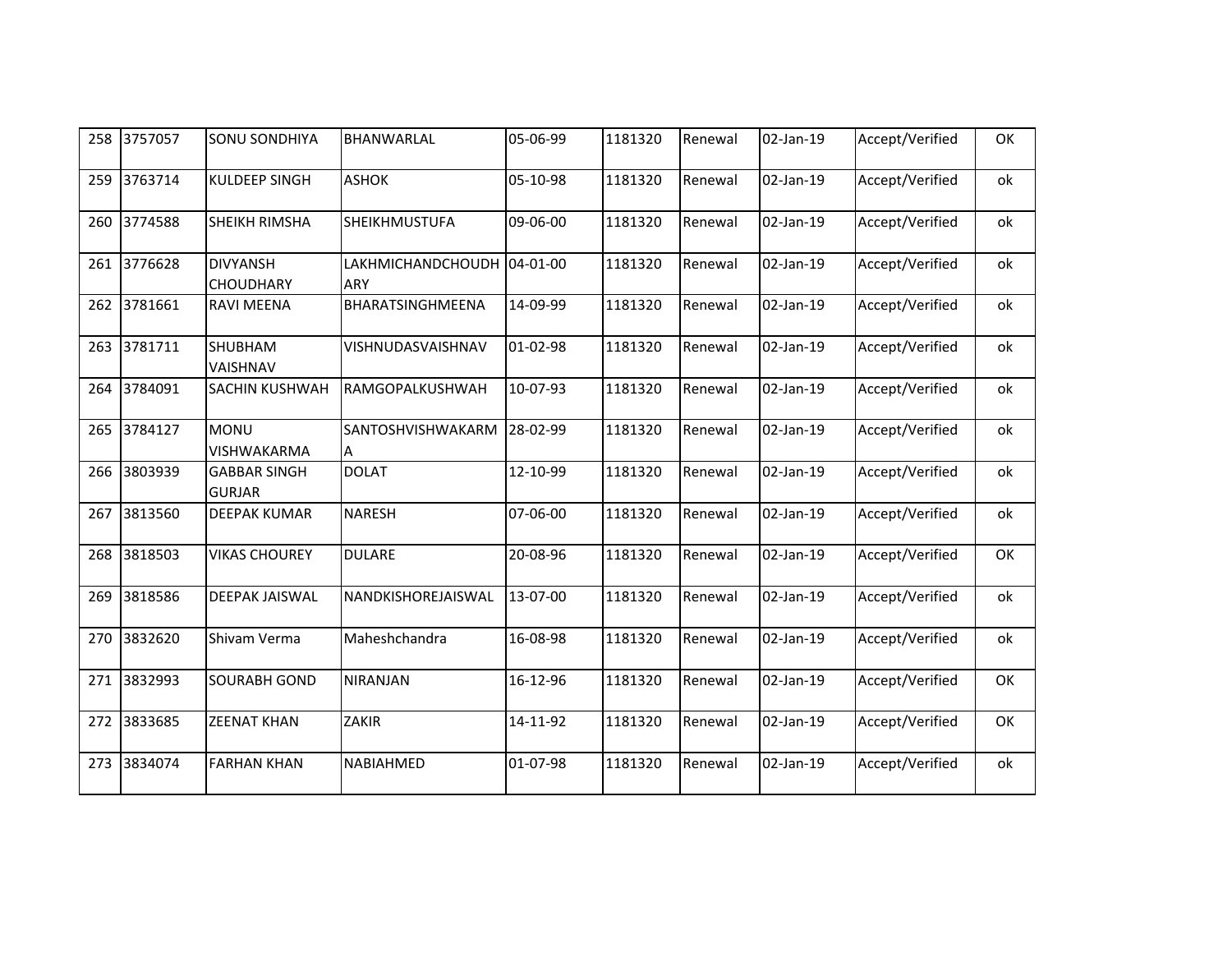| 258 | 3757057 | SONU SONDHIYA | BHANWARLAL | 05-06-99 | 1181320 | Renewal | 02-Jan-19 | Accept/Verified | OK |
|---|---|---|---|---|---|---|---|---|---|
| 259 | 3763714 | KULDEEP SINGH | ASHOK | 05-10-98 | 1181320 | Renewal | 02-Jan-19 | Accept/Verified | ok |
| 260 | 3774588 | SHEIKH RIMSHA | SHEIKHMUSTUFA | 09-06-00 | 1181320 | Renewal | 02-Jan-19 | Accept/Verified | ok |
| 261 | 3776628 | DIVYANSH CHOUDHARY | LAKHMICHANDCHOUDHARY | 04-01-00 | 1181320 | Renewal | 02-Jan-19 | Accept/Verified | ok |
| 262 | 3781661 | RAVI MEENA | BHARATSINGHMEENA | 14-09-99 | 1181320 | Renewal | 02-Jan-19 | Accept/Verified | ok |
| 263 | 3781711 | SHUBHAM VAISHNAV | VISHNUDASVAISHNAV | 01-02-98 | 1181320 | Renewal | 02-Jan-19 | Accept/Verified | ok |
| 264 | 3784091 | SACHIN KUSHWAH | RAMGOPALKUSHWAH | 10-07-93 | 1181320 | Renewal | 02-Jan-19 | Accept/Verified | ok |
| 265 | 3784127 | MONU VISHWAKARMA | SANTOSHVISHWAKARMA | 28-02-99 | 1181320 | Renewal | 02-Jan-19 | Accept/Verified | ok |
| 266 | 3803939 | GABBAR SINGH GURJAR | DOLAT | 12-10-99 | 1181320 | Renewal | 02-Jan-19 | Accept/Verified | ok |
| 267 | 3813560 | DEEPAK KUMAR | NARESH | 07-06-00 | 1181320 | Renewal | 02-Jan-19 | Accept/Verified | ok |
| 268 | 3818503 | VIKAS CHOUREY | DULARE | 20-08-96 | 1181320 | Renewal | 02-Jan-19 | Accept/Verified | OK |
| 269 | 3818586 | DEEPAK JAISWAL | NANDKISHOREJAISWAL | 13-07-00 | 1181320 | Renewal | 02-Jan-19 | Accept/Verified | ok |
| 270 | 3832620 | Shivam Verma | Maheshchandra | 16-08-98 | 1181320 | Renewal | 02-Jan-19 | Accept/Verified | ok |
| 271 | 3832993 | SOURABH GOND | NIRANJAN | 16-12-96 | 1181320 | Renewal | 02-Jan-19 | Accept/Verified | OK |
| 272 | 3833685 | ZEENAT KHAN | ZAKIR | 14-11-92 | 1181320 | Renewal | 02-Jan-19 | Accept/Verified | OK |
| 273 | 3834074 | FARHAN KHAN | NABIAHMED | 01-07-98 | 1181320 | Renewal | 02-Jan-19 | Accept/Verified | ok |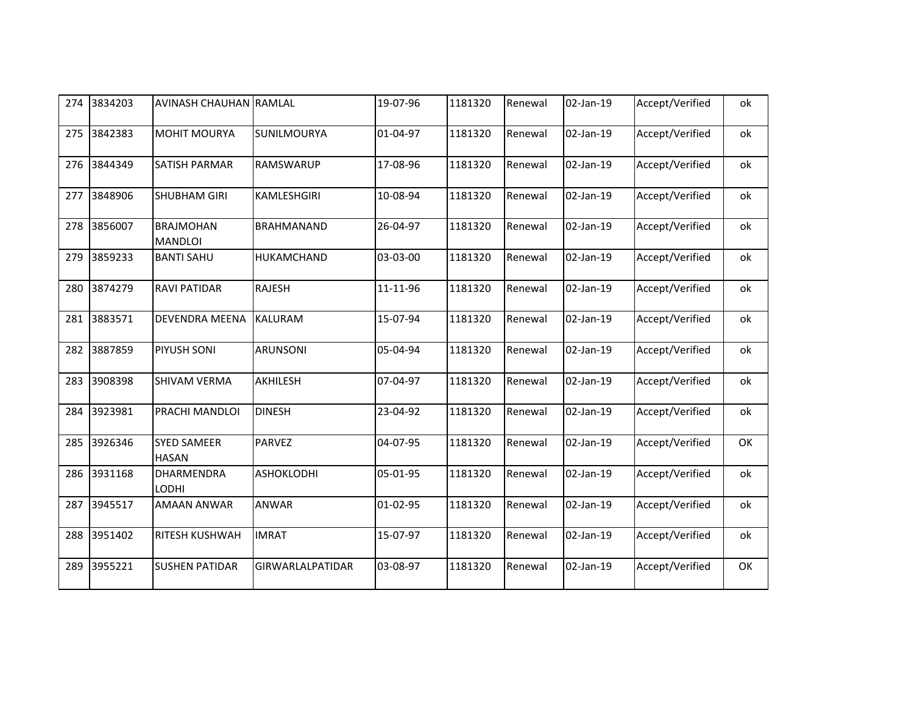| 274 | 3834203 | AVINASH CHAUHAN | RAMLAL | 19-07-96 | 1181320 | Renewal | 02-Jan-19 | Accept/Verified | ok |
|---|---|---|---|---|---|---|---|---|---|
| 275 | 3842383 | MOHIT MOURYA | SUNILMOURYA | 01-04-97 | 1181320 | Renewal | 02-Jan-19 | Accept/Verified | ok |
| 276 | 3844349 | SATISH PARMAR | RAMSWARUP | 17-08-96 | 1181320 | Renewal | 02-Jan-19 | Accept/Verified | ok |
| 277 | 3848906 | SHUBHAM GIRI | KAMLESHGIRI | 10-08-94 | 1181320 | Renewal | 02-Jan-19 | Accept/Verified | ok |
| 278 | 3856007 | BRAJMOHAN MANDLOI | BRAHMANAND | 26-04-97 | 1181320 | Renewal | 02-Jan-19 | Accept/Verified | ok |
| 279 | 3859233 | BANTI SAHU | HUKAMCHAND | 03-03-00 | 1181320 | Renewal | 02-Jan-19 | Accept/Verified | ok |
| 280 | 3874279 | RAVI PATIDAR | RAJESH | 11-11-96 | 1181320 | Renewal | 02-Jan-19 | Accept/Verified | ok |
| 281 | 3883571 | DEVENDRA MEENA | KALURAM | 15-07-94 | 1181320 | Renewal | 02-Jan-19 | Accept/Verified | ok |
| 282 | 3887859 | PIYUSH SONI | ARUNSONI | 05-04-94 | 1181320 | Renewal | 02-Jan-19 | Accept/Verified | ok |
| 283 | 3908398 | SHIVAM VERMA | AKHILESH | 07-04-97 | 1181320 | Renewal | 02-Jan-19 | Accept/Verified | ok |
| 284 | 3923981 | PRACHI MANDLOI | DINESH | 23-04-92 | 1181320 | Renewal | 02-Jan-19 | Accept/Verified | ok |
| 285 | 3926346 | SYED SAMEER HASAN | PARVEZ | 04-07-95 | 1181320 | Renewal | 02-Jan-19 | Accept/Verified | OK |
| 286 | 3931168 | DHARMENDRA LODHI | ASHOKLODHI | 05-01-95 | 1181320 | Renewal | 02-Jan-19 | Accept/Verified | ok |
| 287 | 3945517 | AMAAN ANWAR | ANWAR | 01-02-95 | 1181320 | Renewal | 02-Jan-19 | Accept/Verified | ok |
| 288 | 3951402 | RITESH KUSHWAH | IMRAT | 15-07-97 | 1181320 | Renewal | 02-Jan-19 | Accept/Verified | ok |
| 289 | 3955221 | SUSHEN PATIDAR | GIRWARLALPATIDAR | 03-08-97 | 1181320 | Renewal | 02-Jan-19 | Accept/Verified | OK |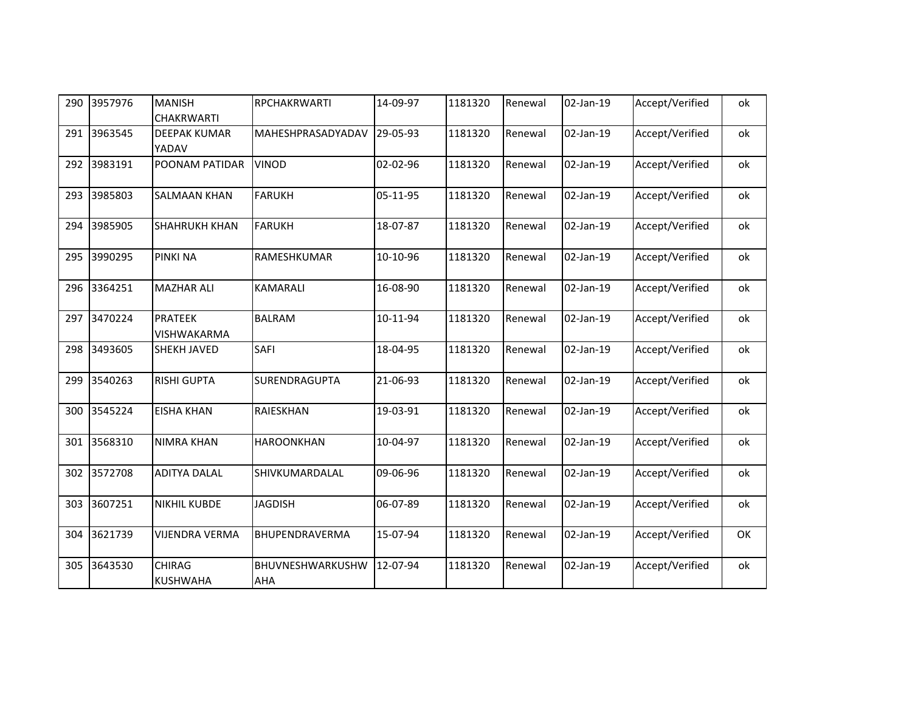| 290 | 3957976 | MANISH CHAKRWARTI | RPCHAKRWARTI | 14-09-97 | 1181320 | Renewal | 02-Jan-19 | Accept/Verified | ok |
|---|---|---|---|---|---|---|---|---|---|
| 291 | 3963545 | DEEPAK KUMAR YADAV | MAHESHPRASADYADAV | 29-05-93 | 1181320 | Renewal | 02-Jan-19 | Accept/Verified | ok |
| 292 | 3983191 | POONAM PATIDAR | VINOD | 02-02-96 | 1181320 | Renewal | 02-Jan-19 | Accept/Verified | ok |
| 293 | 3985803 | SALMAAN KHAN | FARUKH | 05-11-95 | 1181320 | Renewal | 02-Jan-19 | Accept/Verified | ok |
| 294 | 3985905 | SHAHRUKH KHAN | FARUKH | 18-07-87 | 1181320 | Renewal | 02-Jan-19 | Accept/Verified | ok |
| 295 | 3990295 | PINKI NA | RAMESHKUMAR | 10-10-96 | 1181320 | Renewal | 02-Jan-19 | Accept/Verified | ok |
| 296 | 3364251 | MAZHAR ALI | KAMARALI | 16-08-90 | 1181320 | Renewal | 02-Jan-19 | Accept/Verified | ok |
| 297 | 3470224 | PRATEEK VISHWAKARMA | BALRAM | 10-11-94 | 1181320 | Renewal | 02-Jan-19 | Accept/Verified | ok |
| 298 | 3493605 | SHEKH JAVED | SAFI | 18-04-95 | 1181320 | Renewal | 02-Jan-19 | Accept/Verified | ok |
| 299 | 3540263 | RISHI GUPTA | SURENDRAGUPTA | 21-06-93 | 1181320 | Renewal | 02-Jan-19 | Accept/Verified | ok |
| 300 | 3545224 | EISHA KHAN | RAIESKHAN | 19-03-91 | 1181320 | Renewal | 02-Jan-19 | Accept/Verified | ok |
| 301 | 3568310 | NIMRA KHAN | HAROONKHAN | 10-04-97 | 1181320 | Renewal | 02-Jan-19 | Accept/Verified | ok |
| 302 | 3572708 | ADITYA DALAL | SHIVKUMARDALAL | 09-06-96 | 1181320 | Renewal | 02-Jan-19 | Accept/Verified | ok |
| 303 | 3607251 | NIKHIL KUBDE | JAGDISH | 06-07-89 | 1181320 | Renewal | 02-Jan-19 | Accept/Verified | ok |
| 304 | 3621739 | VIJENDRA VERMA | BHUPENDRAVERMA | 15-07-94 | 1181320 | Renewal | 02-Jan-19 | Accept/Verified | OK |
| 305 | 3643530 | CHIRAG KUSHWAHA | BHUVNESHWARKUSHWAHA | 12-07-94 | 1181320 | Renewal | 02-Jan-19 | Accept/Verified | ok |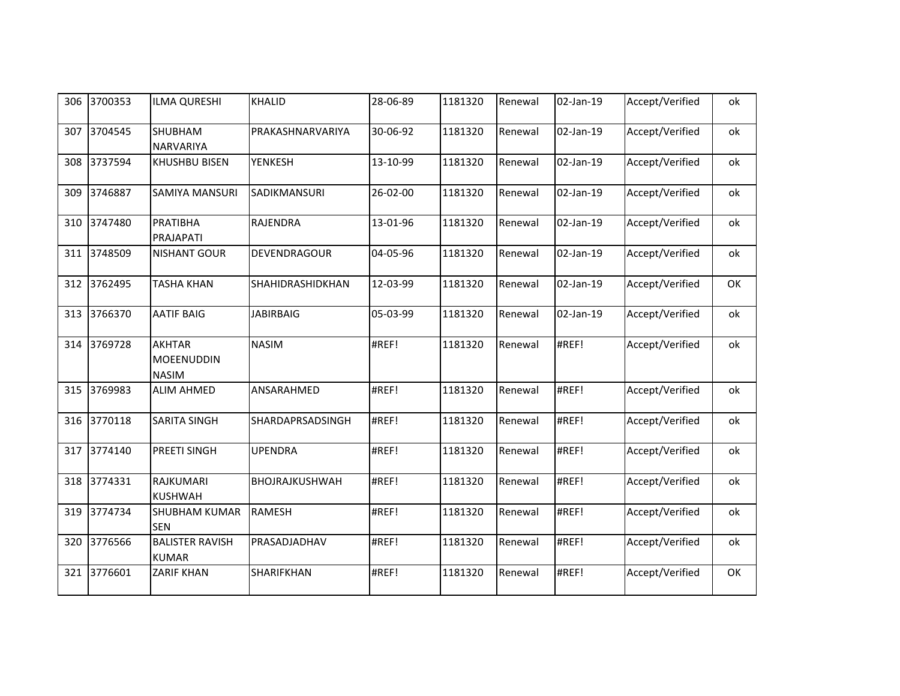| 306 | 3700353 | ILMA QURESHI | KHALID | 28-06-89 | 1181320 | Renewal | 02-Jan-19 | Accept/Verified | ok |
|---|---|---|---|---|---|---|---|---|---|
| 307 | 3704545 | SHUBHAM NARVARIYA | PRAKASHNARVARIYA | 30-06-92 | 1181320 | Renewal | 02-Jan-19 | Accept/Verified | ok |
| 308 | 3737594 | KHUSHBU BISEN | YENKESH | 13-10-99 | 1181320 | Renewal | 02-Jan-19 | Accept/Verified | ok |
| 309 | 3746887 | SAMIYA MANSURI | SADIKMANSURI | 26-02-00 | 1181320 | Renewal | 02-Jan-19 | Accept/Verified | ok |
| 310 | 3747480 | PRATIBHA PRAJAPATI | RAJENDRA | 13-01-96 | 1181320 | Renewal | 02-Jan-19 | Accept/Verified | ok |
| 311 | 3748509 | NISHANT GOUR | DEVENDRAGOUR | 04-05-96 | 1181320 | Renewal | 02-Jan-19 | Accept/Verified | ok |
| 312 | 3762495 | TASHA KHAN | SHAHIDRASHIDKHAN | 12-03-99 | 1181320 | Renewal | 02-Jan-19 | Accept/Verified | OK |
| 313 | 3766370 | AATIF BAIG | JABIRBAIG | 05-03-99 | 1181320 | Renewal | 02-Jan-19 | Accept/Verified | ok |
| 314 | 3769728 | AKHTAR MOEENUDDIN NASIM | NASIM | #REF! | 1181320 | Renewal | #REF! | Accept/Verified | ok |
| 315 | 3769983 | ALIM AHMED | ANSARAHMED | #REF! | 1181320 | Renewal | #REF! | Accept/Verified | ok |
| 316 | 3770118 | SARITA SINGH | SHARDAPRSADSINGH | #REF! | 1181320 | Renewal | #REF! | Accept/Verified | ok |
| 317 | 3774140 | PREETI SINGH | UPENDRA | #REF! | 1181320 | Renewal | #REF! | Accept/Verified | ok |
| 318 | 3774331 | RAJKUMARI KUSHWAH | BHOJRAJKUSHWAH | #REF! | 1181320 | Renewal | #REF! | Accept/Verified | ok |
| 319 | 3774734 | SHUBHAM KUMAR SEN | RAMESH | #REF! | 1181320 | Renewal | #REF! | Accept/Verified | ok |
| 320 | 3776566 | BALISTER RAVISH KUMAR | PRASADJADHAV | #REF! | 1181320 | Renewal | #REF! | Accept/Verified | ok |
| 321 | 3776601 | ZARIF KHAN | SHARIFKHAN | #REF! | 1181320 | Renewal | #REF! | Accept/Verified | OK |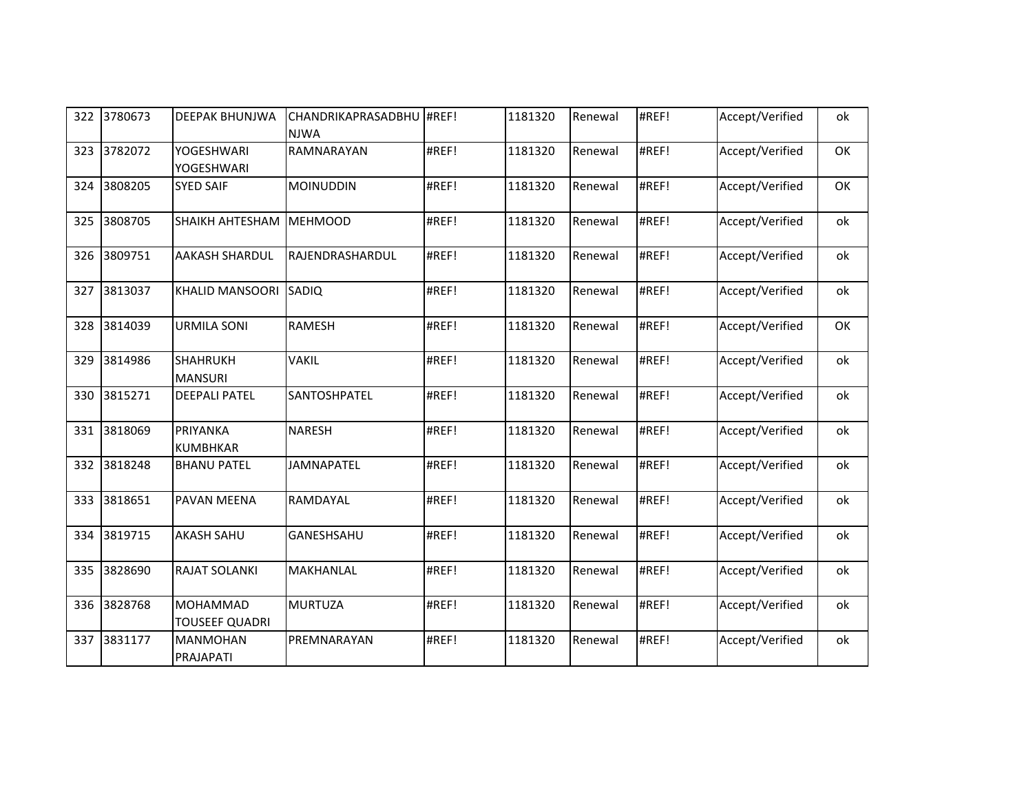| 322 | 3780673 | DEEPAK BHUNJWA | CHANDRIKAPRASADBHUNJWA | #REF! | 1181320 | Renewal | #REF! | Accept/Verified | ok |
|---|---|---|---|---|---|---|---|---|---|
| 323 | 3782072 | YOGESHWARI YOGESHWARI | RAMNARAYAN | #REF! | 1181320 | Renewal | #REF! | Accept/Verified | OK |
| 324 | 3808205 | SYED SAIF | MOINUDDIN | #REF! | 1181320 | Renewal | #REF! | Accept/Verified | OK |
| 325 | 3808705 | SHAIKH AHTESHAM | MEHMOOD | #REF! | 1181320 | Renewal | #REF! | Accept/Verified | ok |
| 326 | 3809751 | AAKASH SHARDUL | RAJENDRASHARDUL | #REF! | 1181320 | Renewal | #REF! | Accept/Verified | ok |
| 327 | 3813037 | KHALID MANSOORI | SADIQ | #REF! | 1181320 | Renewal | #REF! | Accept/Verified | ok |
| 328 | 3814039 | URMILA SONI | RAMESH | #REF! | 1181320 | Renewal | #REF! | Accept/Verified | OK |
| 329 | 3814986 | SHAHRUKH MANSURI | VAKIL | #REF! | 1181320 | Renewal | #REF! | Accept/Verified | ok |
| 330 | 3815271 | DEEPALI PATEL | SANTOSHPATEL | #REF! | 1181320 | Renewal | #REF! | Accept/Verified | ok |
| 331 | 3818069 | PRIYANKA KUMBHKAR | NARESH | #REF! | 1181320 | Renewal | #REF! | Accept/Verified | ok |
| 332 | 3818248 | BHANU PATEL | JAMNAPATEL | #REF! | 1181320 | Renewal | #REF! | Accept/Verified | ok |
| 333 | 3818651 | PAVAN MEENA | RAMDAYAL | #REF! | 1181320 | Renewal | #REF! | Accept/Verified | ok |
| 334 | 3819715 | AKASH SAHU | GANESHSAHU | #REF! | 1181320 | Renewal | #REF! | Accept/Verified | ok |
| 335 | 3828690 | RAJAT SOLANKI | MAKHANLAL | #REF! | 1181320 | Renewal | #REF! | Accept/Verified | ok |
| 336 | 3828768 | MOHAMMAD TOUSEEF QUADRI | MURTUZA | #REF! | 1181320 | Renewal | #REF! | Accept/Verified | ok |
| 337 | 3831177 | MANMOHAN PRAJAPATI | PREMNARAYAN | #REF! | 1181320 | Renewal | #REF! | Accept/Verified | ok |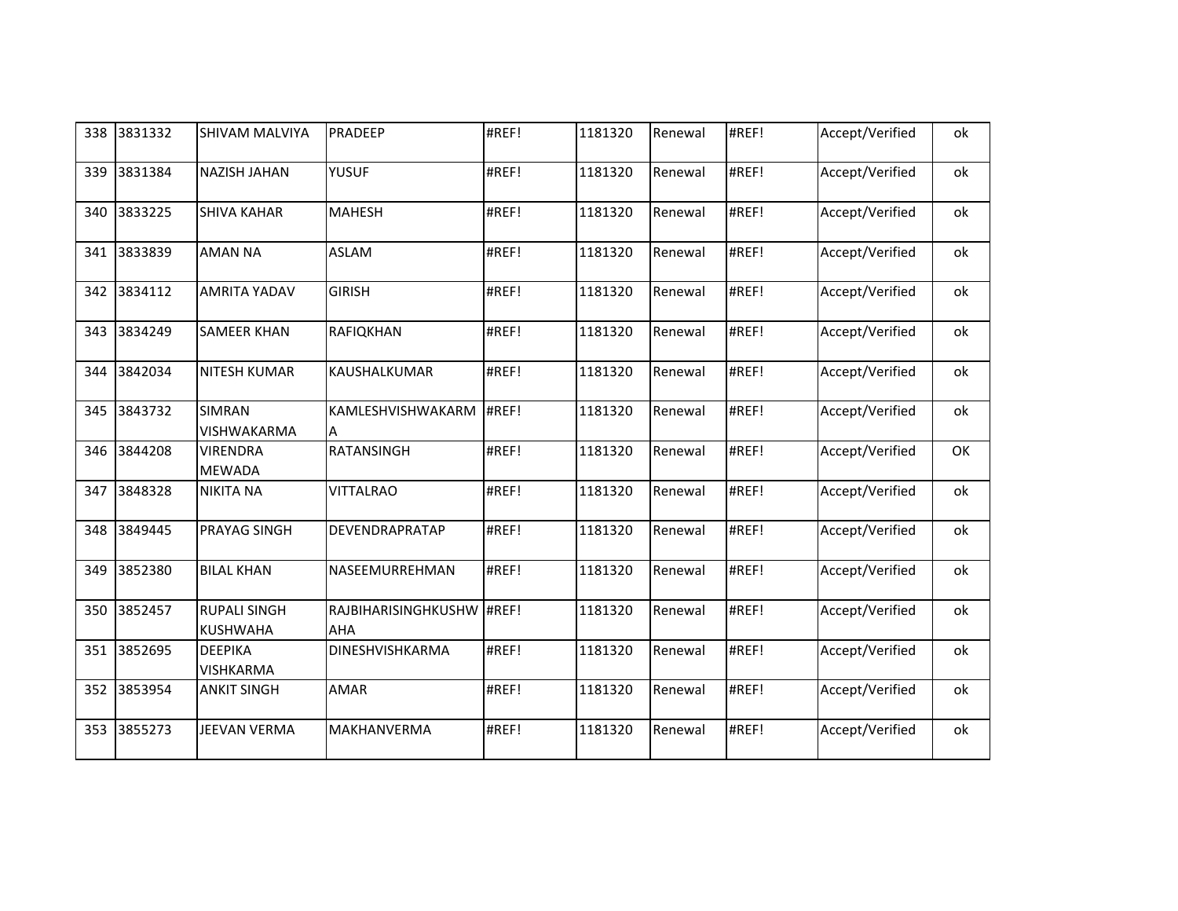| 338 | 3831332 | SHIVAM MALVIYA | PRADEEP | #REF! | 1181320 | Renewal | #REF! | Accept/Verified | ok |
|---|---|---|---|---|---|---|---|---|---|
| 339 | 3831384 | NAZISH JAHAN | YUSUF | #REF! | 1181320 | Renewal | #REF! | Accept/Verified | ok |
| 340 | 3833225 | SHIVA KAHAR | MAHESH | #REF! | 1181320 | Renewal | #REF! | Accept/Verified | ok |
| 341 | 3833839 | AMAN NA | ASLAM | #REF! | 1181320 | Renewal | #REF! | Accept/Verified | ok |
| 342 | 3834112 | AMRITA YADAV | GIRISH | #REF! | 1181320 | Renewal | #REF! | Accept/Verified | ok |
| 343 | 3834249 | SAMEER KHAN | RAFIQKHAN | #REF! | 1181320 | Renewal | #REF! | Accept/Verified | ok |
| 344 | 3842034 | NITESH KUMAR | KAUSHALKUMAR | #REF! | 1181320 | Renewal | #REF! | Accept/Verified | ok |
| 345 | 3843732 | SIMRAN VISHWAKARMA | KAMLESHVISHWAKARMA | #REF! | 1181320 | Renewal | #REF! | Accept/Verified | ok |
| 346 | 3844208 | VIRENDRA MEWADA | RATANSINGH | #REF! | 1181320 | Renewal | #REF! | Accept/Verified | OK |
| 347 | 3848328 | NIKITA NA | VITTALRAO | #REF! | 1181320 | Renewal | #REF! | Accept/Verified | ok |
| 348 | 3849445 | PRAYAG SINGH | DEVENDRAPRATAP | #REF! | 1181320 | Renewal | #REF! | Accept/Verified | ok |
| 349 | 3852380 | BILAL KHAN | NASEEMURREHMAN | #REF! | 1181320 | Renewal | #REF! | Accept/Verified | ok |
| 350 | 3852457 | RUPALI SINGH KUSHWAHA | RAJBIHARISINGHKUSHWAHA | #REF! | 1181320 | Renewal | #REF! | Accept/Verified | ok |
| 351 | 3852695 | DEEPIKA VISHKARMA | DINESHVISHKARMA | #REF! | 1181320 | Renewal | #REF! | Accept/Verified | ok |
| 352 | 3853954 | ANKIT SINGH | AMAR | #REF! | 1181320 | Renewal | #REF! | Accept/Verified | ok |
| 353 | 3855273 | JEEVAN VERMA | MAKHANVERMA | #REF! | 1181320 | Renewal | #REF! | Accept/Verified | ok |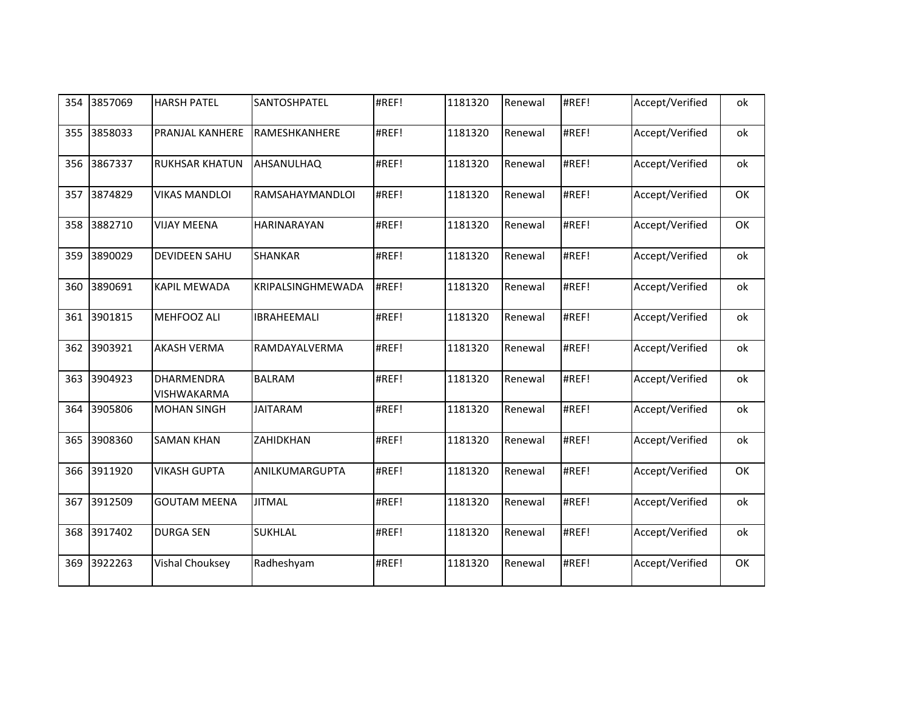| | | | | | | | | | |
|---|---|---|---|---|---|---|---|---|---|
| 354 | 3857069 | HARSH PATEL | SANTOSHPATEL | #REF! | 1181320 | Renewal | #REF! | Accept/Verified | ok |
| 355 | 3858033 | PRANJAL KANHERE | RAMESHKANHERE | #REF! | 1181320 | Renewal | #REF! | Accept/Verified | ok |
| 356 | 3867337 | RUKHSAR KHATUN | AHSANULHAQ | #REF! | 1181320 | Renewal | #REF! | Accept/Verified | ok |
| 357 | 3874829 | VIKAS MANDLOI | RAMSAHAYMANDLOI | #REF! | 1181320 | Renewal | #REF! | Accept/Verified | OK |
| 358 | 3882710 | VIJAY MEENA | HARINARAYAN | #REF! | 1181320 | Renewal | #REF! | Accept/Verified | OK |
| 359 | 3890029 | DEVIDEEN SAHU | SHANKAR | #REF! | 1181320 | Renewal | #REF! | Accept/Verified | ok |
| 360 | 3890691 | KAPIL MEWADA | KRIPALSINGHMEWADA | #REF! | 1181320 | Renewal | #REF! | Accept/Verified | ok |
| 361 | 3901815 | MEHFOOZ ALI | IBRAHEEMALI | #REF! | 1181320 | Renewal | #REF! | Accept/Verified | ok |
| 362 | 3903921 | AKASH VERMA | RAMDAYALVERMA | #REF! | 1181320 | Renewal | #REF! | Accept/Verified | ok |
| 363 | 3904923 | DHARMENDRA VISHWAKARMA | BALRAM | #REF! | 1181320 | Renewal | #REF! | Accept/Verified | ok |
| 364 | 3905806 | MOHAN SINGH | JAITARAM | #REF! | 1181320 | Renewal | #REF! | Accept/Verified | ok |
| 365 | 3908360 | SAMAN KHAN | ZAHIDKHAN | #REF! | 1181320 | Renewal | #REF! | Accept/Verified | ok |
| 366 | 3911920 | VIKASH GUPTA | ANILKUMARGUPTA | #REF! | 1181320 | Renewal | #REF! | Accept/Verified | OK |
| 367 | 3912509 | GOUTAM MEENA | JITMAL | #REF! | 1181320 | Renewal | #REF! | Accept/Verified | ok |
| 368 | 3917402 | DURGA SEN | SUKHLAL | #REF! | 1181320 | Renewal | #REF! | Accept/Verified | ok |
| 369 | 3922263 | Vishal Chouksey | Radheshyam | #REF! | 1181320 | Renewal | #REF! | Accept/Verified | OK |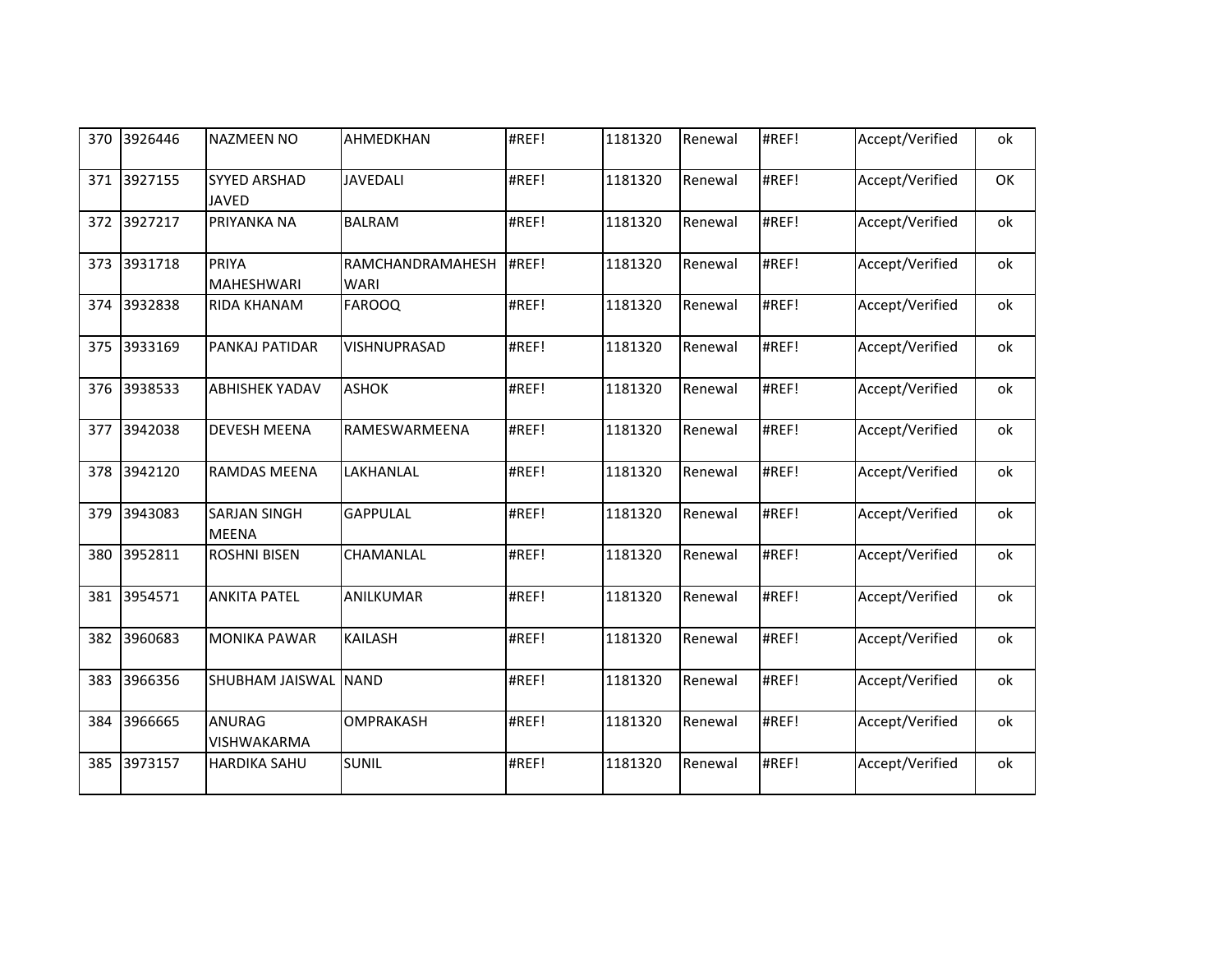| 370 | 3926446 | NAZMEEN NO | AHMEDKHAN | #REF! | 1181320 | Renewal | #REF! | Accept/Verified | ok |
|---|---|---|---|---|---|---|---|---|---|
| 371 | 3927155 | SYYED ARSHAD JAVED | JAVEDALI | #REF! | 1181320 | Renewal | #REF! | Accept/Verified | OK |
| 372 | 3927217 | PRIYANKA NA | BALRAM | #REF! | 1181320 | Renewal | #REF! | Accept/Verified | ok |
| 373 | 3931718 | PRIYA MAHESHWARI | RAMCHANDRAMAHESHWARI | #REF! | 1181320 | Renewal | #REF! | Accept/Verified | ok |
| 374 | 3932838 | RIDA KHANAM | FAROOQ | #REF! | 1181320 | Renewal | #REF! | Accept/Verified | ok |
| 375 | 3933169 | PANKAJ PATIDAR | VISHNUPRASAD | #REF! | 1181320 | Renewal | #REF! | Accept/Verified | ok |
| 376 | 3938533 | ABHISHEK YADAV | ASHOK | #REF! | 1181320 | Renewal | #REF! | Accept/Verified | ok |
| 377 | 3942038 | DEVESH MEENA | RAMESWARMEENA | #REF! | 1181320 | Renewal | #REF! | Accept/Verified | ok |
| 378 | 3942120 | RAMDAS MEENA | LAKHANLAL | #REF! | 1181320 | Renewal | #REF! | Accept/Verified | ok |
| 379 | 3943083 | SARJAN SINGH MEENA | GAPPULAL | #REF! | 1181320 | Renewal | #REF! | Accept/Verified | ok |
| 380 | 3952811 | ROSHNI BISEN | CHAMANLAL | #REF! | 1181320 | Renewal | #REF! | Accept/Verified | ok |
| 381 | 3954571 | ANKITA PATEL | ANILKUMAR | #REF! | 1181320 | Renewal | #REF! | Accept/Verified | ok |
| 382 | 3960683 | MONIKA PAWAR | KAILASH | #REF! | 1181320 | Renewal | #REF! | Accept/Verified | ok |
| 383 | 3966356 | SHUBHAM JAISWAL | NAND | #REF! | 1181320 | Renewal | #REF! | Accept/Verified | ok |
| 384 | 3966665 | ANURAG VISHWAKARMA | OMPRAKASH | #REF! | 1181320 | Renewal | #REF! | Accept/Verified | ok |
| 385 | 3973157 | HARDIKA SAHU | SUNIL | #REF! | 1181320 | Renewal | #REF! | Accept/Verified | ok |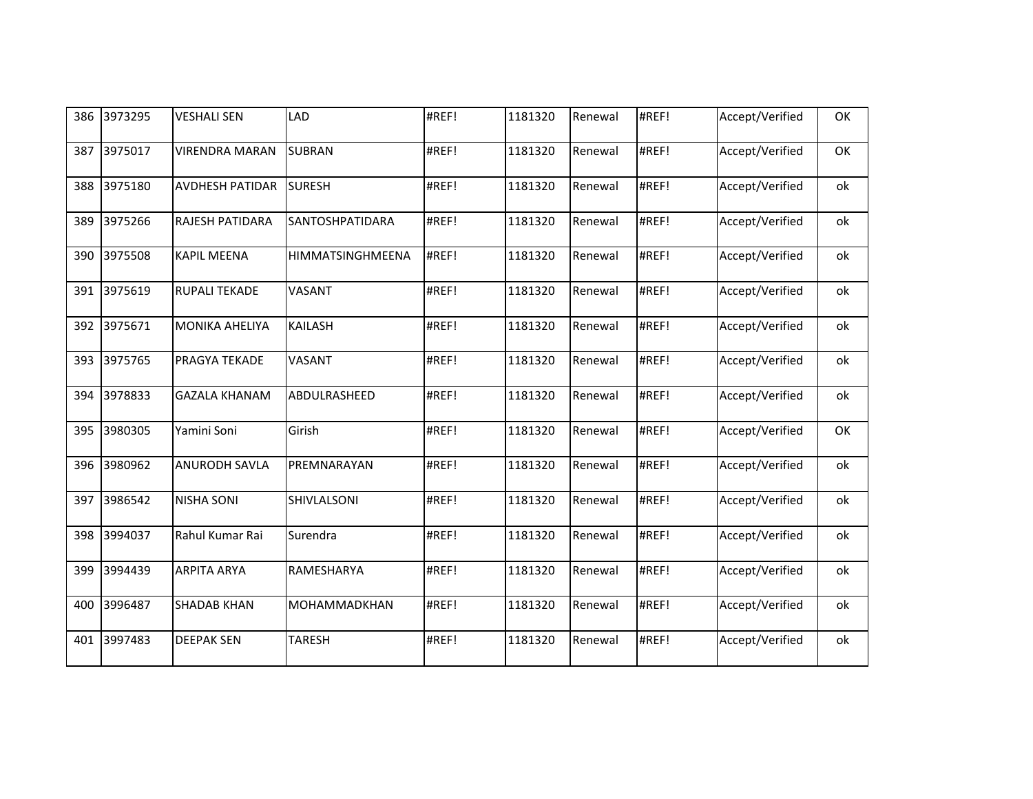| 386 | 3973295 | VESHALI SEN | LAD | #REF! | 1181320 | Renewal | #REF! | Accept/Verified | OK |
|---|---|---|---|---|---|---|---|---|---|
| 387 | 3975017 | VIRENDRA MARAN | SUBRAN | #REF! | 1181320 | Renewal | #REF! | Accept/Verified | OK |
| 388 | 3975180 | AVDHESH PATIDAR | SURESH | #REF! | 1181320 | Renewal | #REF! | Accept/Verified | ok |
| 389 | 3975266 | RAJESH PATIDARA | SANTOSHPATIDARA | #REF! | 1181320 | Renewal | #REF! | Accept/Verified | ok |
| 390 | 3975508 | KAPIL MEENA | HIMMATSINGHMEENA | #REF! | 1181320 | Renewal | #REF! | Accept/Verified | ok |
| 391 | 3975619 | RUPALI TEKADE | VASANT | #REF! | 1181320 | Renewal | #REF! | Accept/Verified | ok |
| 392 | 3975671 | MONIKA AHELIYA | KAILASH | #REF! | 1181320 | Renewal | #REF! | Accept/Verified | ok |
| 393 | 3975765 | PRAGYA TEKADE | VASANT | #REF! | 1181320 | Renewal | #REF! | Accept/Verified | ok |
| 394 | 3978833 | GAZALA KHANAM | ABDULRASHEED | #REF! | 1181320 | Renewal | #REF! | Accept/Verified | ok |
| 395 | 3980305 | Yamini Soni | Girish | #REF! | 1181320 | Renewal | #REF! | Accept/Verified | OK |
| 396 | 3980962 | ANURODH SAVLA | PREMNARAYAN | #REF! | 1181320 | Renewal | #REF! | Accept/Verified | ok |
| 397 | 3986542 | NISHA SONI | SHIVLALSONI | #REF! | 1181320 | Renewal | #REF! | Accept/Verified | ok |
| 398 | 3994037 | Rahul Kumar Rai | Surendra | #REF! | 1181320 | Renewal | #REF! | Accept/Verified | ok |
| 399 | 3994439 | ARPITA ARYA | RAMESHARYA | #REF! | 1181320 | Renewal | #REF! | Accept/Verified | ok |
| 400 | 3996487 | SHADAB KHAN | MOHAMMADKHAN | #REF! | 1181320 | Renewal | #REF! | Accept/Verified | ok |
| 401 | 3997483 | DEEPAK SEN | TARESH | #REF! | 1181320 | Renewal | #REF! | Accept/Verified | ok |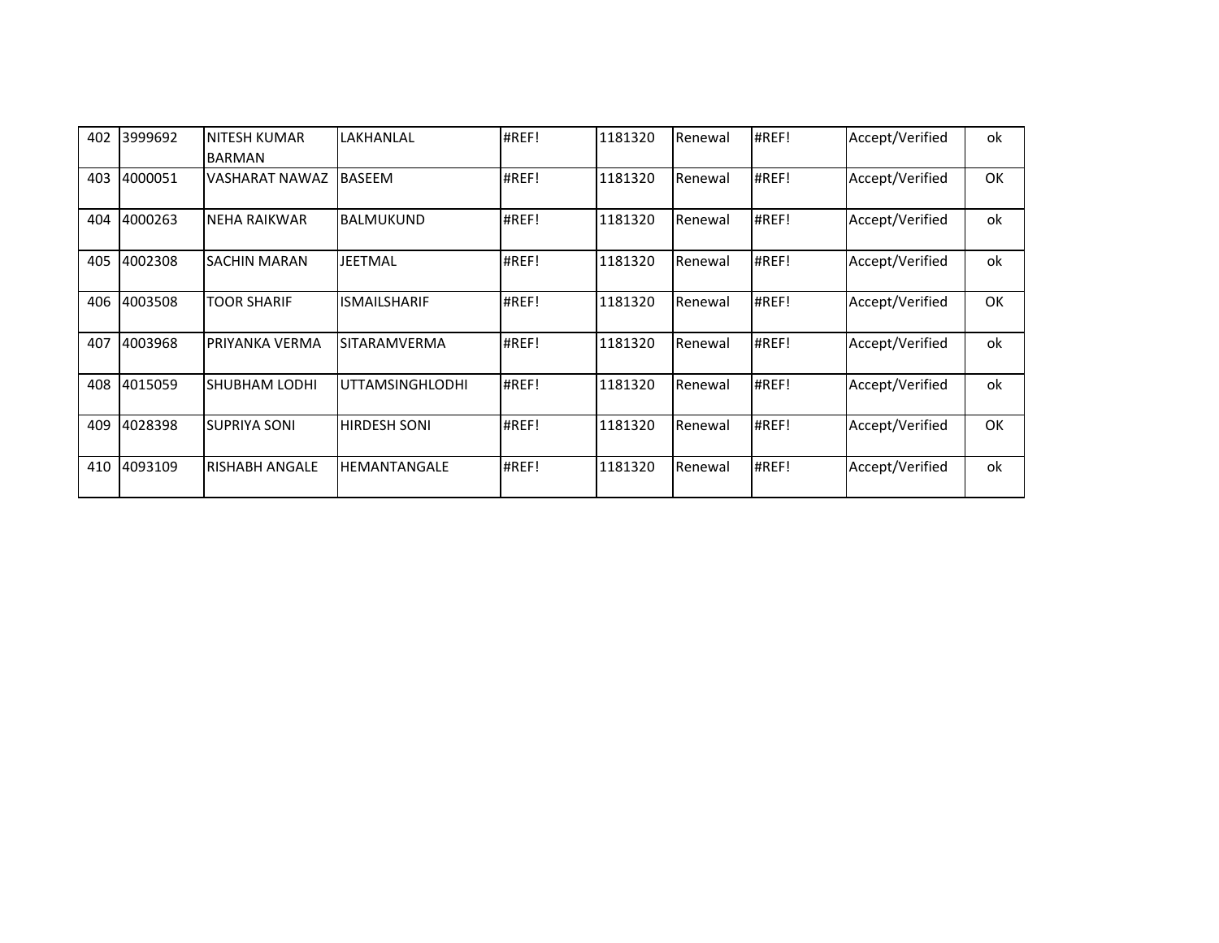| | | | | | | | | | |
|---|---|---|---|---|---|---|---|---|---|
| 402 | 3999692 | NITESH KUMAR BARMAN | LAKHANLAL | #REF! | 1181320 | Renewal | #REF! | Accept/Verified | ok |
| 403 | 4000051 | VASHARAT NAWAZ | BASEEM | #REF! | 1181320 | Renewal | #REF! | Accept/Verified | OK |
| 404 | 4000263 | NEHA RAIKWAR | BALMUKUND | #REF! | 1181320 | Renewal | #REF! | Accept/Verified | ok |
| 405 | 4002308 | SACHIN MARAN | JEETMAL | #REF! | 1181320 | Renewal | #REF! | Accept/Verified | ok |
| 406 | 4003508 | TOOR SHARIF | ISMAILSHARIF | #REF! | 1181320 | Renewal | #REF! | Accept/Verified | OK |
| 407 | 4003968 | PRIYANKA VERMA | SITARAMVERMA | #REF! | 1181320 | Renewal | #REF! | Accept/Verified | ok |
| 408 | 4015059 | SHUBHAM LODHI | UTTAMSINGHLODHI | #REF! | 1181320 | Renewal | #REF! | Accept/Verified | ok |
| 409 | 4028398 | SUPRIYA SONI | HIRDESH SONI | #REF! | 1181320 | Renewal | #REF! | Accept/Verified | OK |
| 410 | 4093109 | RISHABH ANGALE | HEMANTANGALE | #REF! | 1181320 | Renewal | #REF! | Accept/Verified | ok |